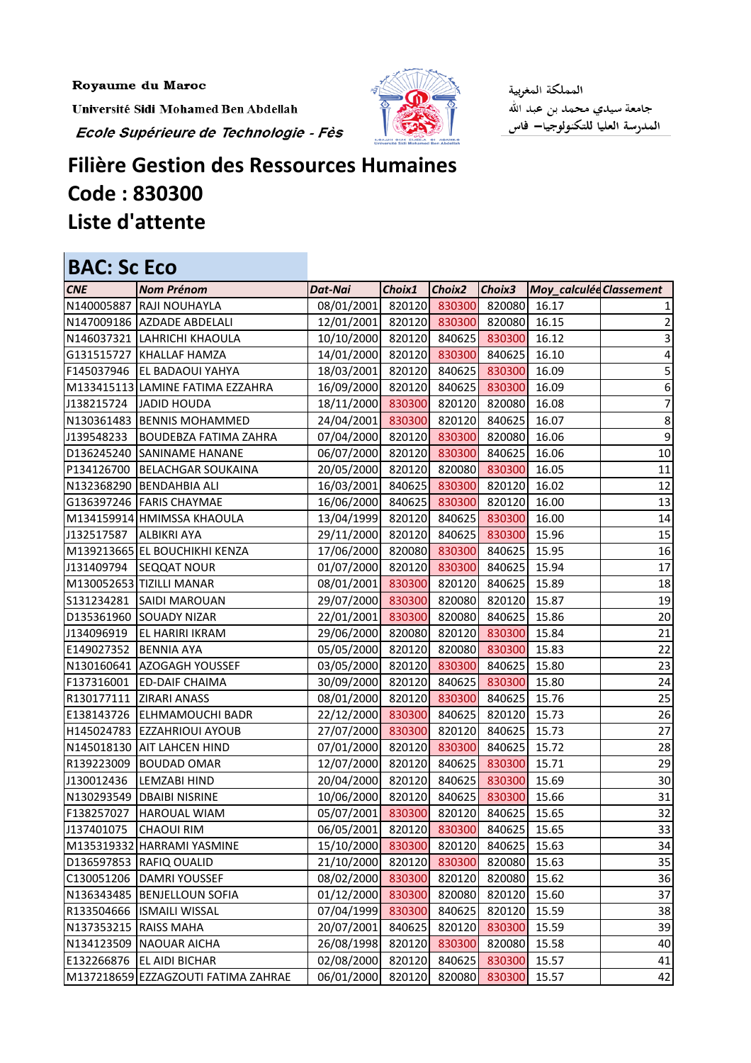Royaume du Maroc

Université Sidi Mohamed Ben Abdellah

*Ecole Supérieure de Technologie - Fès*

المملكة المغربية

جامعة سيدي محمد بن عبد الله

المدرسة العليا للتكنولوجيا– فاس

# Filière Gestion des Ressources Humaines

# Code : 830300

# Liste d'attente

## BAC: Sc Eco

| CNE | Nom Prénom | Dat-Nai | Choix1 | Choix2 | Choix3 | Moy_calculée | Classement |
|---|---|---|---|---|---|---|---|
| N140005887 | RAJI NOUHAYLA | 08/01/2001 | 820120 | 830300 | 820080 | 16.17 | 1 |
| N147009186 | AZDADE ABDELALI | 12/01/2001 | 820120 | 830300 | 820080 | 16.15 | 2 |
| N146037321 | LAHRICHI KHAOULA | 10/10/2000 | 820120 | 840625 | 830300 | 16.12 | 3 |
| G131515727 | KHALLAF HAMZA | 14/01/2000 | 820120 | 830300 | 840625 | 16.10 | 4 |
| F145037946 | EL BADAOUI YAHYA | 18/03/2001 | 820120 | 840625 | 830300 | 16.09 | 5 |
| M133415113 | LAMINE FATIMA EZZAHRA | 16/09/2000 | 820120 | 840625 | 830300 | 16.09 | 6 |
| J138215724 | JADID HOUDA | 18/11/2000 | 830300 | 820120 | 820080 | 16.08 | 7 |
| N130361483 | BENNIS MOHAMMED | 24/04/2001 | 830300 | 820120 | 840625 | 16.07 | 8 |
| J139548233 | BOUDEBZA FATIMA ZAHRA | 07/04/2000 | 820120 | 830300 | 820080 | 16.06 | 9 |
| D136245240 | SANINAME HANANE | 06/07/2000 | 820120 | 830300 | 840625 | 16.06 | 10 |
| P134126700 | BELACHGAR SOUKAINA | 20/05/2000 | 820120 | 820080 | 830300 | 16.05 | 11 |
| N132368290 | BENDAHBIA ALI | 16/03/2001 | 840625 | 830300 | 820120 | 16.02 | 12 |
| G136397246 | FARIS CHAYMAE | 16/06/2000 | 840625 | 830300 | 820120 | 16.00 | 13 |
| M134159914 | HMIMSSA KHAOULA | 13/04/1999 | 820120 | 840625 | 830300 | 16.00 | 14 |
| J132517587 | ALBIKRI AYA | 29/11/2000 | 820120 | 840625 | 830300 | 15.96 | 15 |
| M139213665 | EL BOUCHIKHI KENZA | 17/06/2000 | 820080 | 830300 | 840625 | 15.95 | 16 |
| J131409794 | SEQQAT NOUR | 01/07/2000 | 820120 | 830300 | 840625 | 15.94 | 17 |
| M130052653 | TIZILLI MANAR | 08/01/2001 | 830300 | 820120 | 840625 | 15.89 | 18 |
| S131234281 | SAIDI MAROUAN | 29/07/2000 | 830300 | 820080 | 820120 | 15.87 | 19 |
| D135361960 | SOUADY NIZAR | 22/01/2001 | 830300 | 820080 | 840625 | 15.86 | 20 |
| J134096919 | EL HARIRI IKRAM | 29/06/2000 | 820080 | 820120 | 830300 | 15.84 | 21 |
| E149027352 | BENNIA AYA | 05/05/2000 | 820120 | 820080 | 830300 | 15.83 | 22 |
| N130160641 | AZOGAGH YOUSSEF | 03/05/2000 | 820120 | 830300 | 840625 | 15.80 | 23 |
| F137316001 | ED-DAIF CHAIMA | 30/09/2000 | 820120 | 840625 | 830300 | 15.80 | 24 |
| R130177111 | ZIRARI ANASS | 08/01/2000 | 820120 | 830300 | 840625 | 15.76 | 25 |
| E138143726 | ELHMAMOUCHI BADR | 22/12/2000 | 830300 | 840625 | 820120 | 15.73 | 26 |
| H145024783 | EZZAHRIOUI AYOUB | 27/07/2000 | 830300 | 820120 | 840625 | 15.73 | 27 |
| N145018130 | AIT LAHCEN HIND | 07/01/2000 | 820120 | 830300 | 840625 | 15.72 | 28 |
| R139223009 | BOUDAD OMAR | 12/07/2000 | 820120 | 840625 | 830300 | 15.71 | 29 |
| J130012436 | LEMZABI HIND | 20/04/2000 | 820120 | 840625 | 830300 | 15.69 | 30 |
| N130293549 | DBAIBI NISRINE | 10/06/2000 | 820120 | 840625 | 830300 | 15.66 | 31 |
| F138257027 | HAROUAL WIAM | 05/07/2001 | 830300 | 820120 | 840625 | 15.65 | 32 |
| J137401075 | CHAOUI RIM | 06/05/2001 | 820120 | 830300 | 840625 | 15.65 | 33 |
| M135319332 | HARRAMI YASMINE | 15/10/2000 | 830300 | 820120 | 840625 | 15.63 | 34 |
| D136597853 | RAFIQ OUALID | 21/10/2000 | 820120 | 830300 | 820080 | 15.63 | 35 |
| C130051206 | DAMRI YOUSSEF | 08/02/2000 | 830300 | 820120 | 820080 | 15.62 | 36 |
| N136343485 | BENJELLOUN SOFIA | 01/12/2000 | 830300 | 820080 | 820120 | 15.60 | 37 |
| R133504666 | ISMAILI WISSAL | 07/04/1999 | 830300 | 840625 | 820120 | 15.59 | 38 |
| N137353215 | RAISS MAHA | 20/07/2001 | 840625 | 820120 | 830300 | 15.59 | 39 |
| N134123509 | NAOUAR AICHA | 26/08/1998 | 820120 | 830300 | 820080 | 15.58 | 40 |
| E132266876 | EL AIDI BICHAR | 02/08/2000 | 820120 | 840625 | 830300 | 15.57 | 41 |
| M137218659 | EZZAGZOUTI FATIMA ZAHRAE | 06/01/2000 | 820120 | 820080 | 830300 | 15.57 | 42 |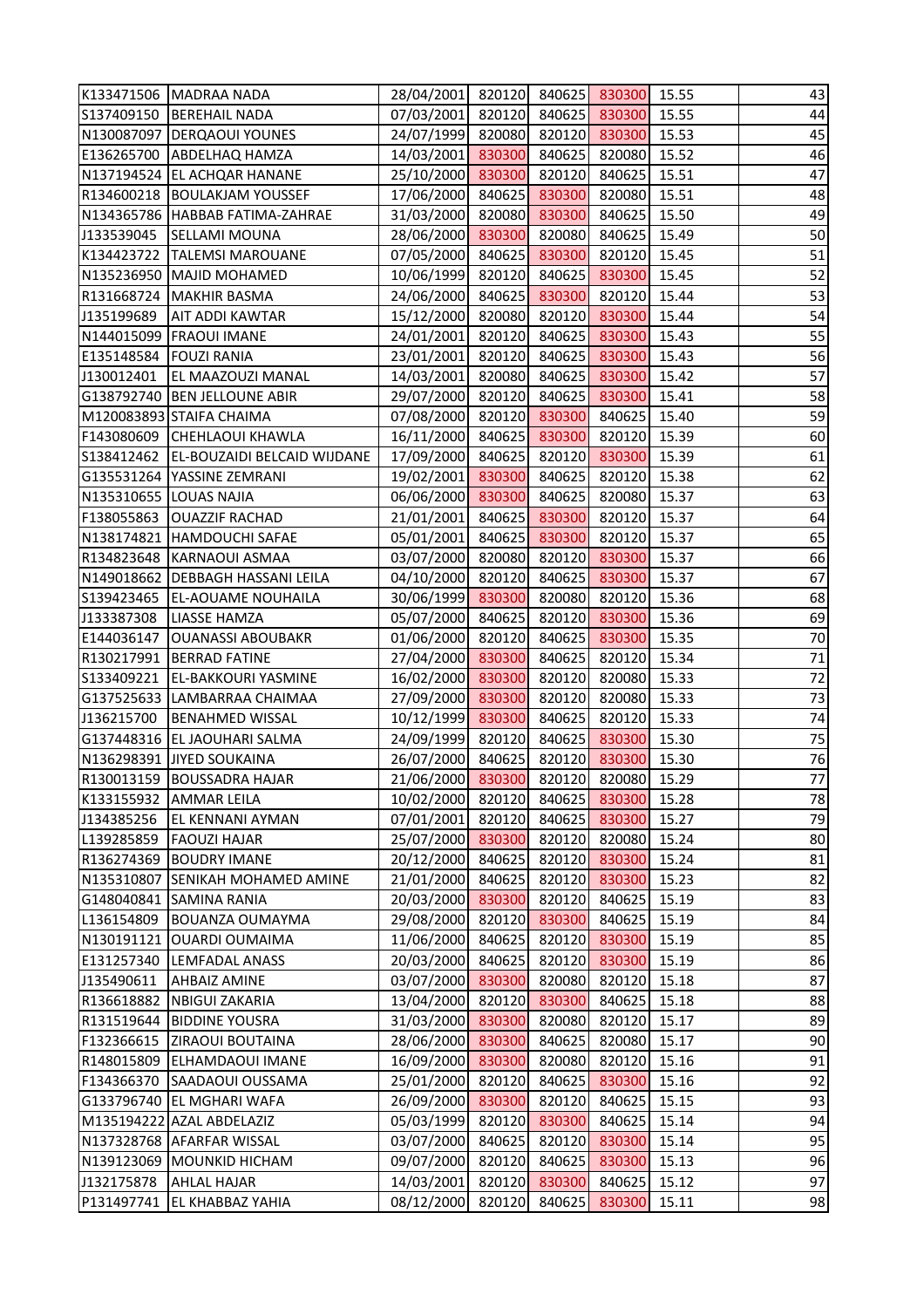| | | | | | | | |
|---|---|---|---|---|---|---|---|
| K133471506 | MADRAA NADA | 28/04/2001 | 820120 | 840625 | 830300 | 15.55 | 43 |
| S137409150 | BEREHAIL NADA | 07/03/2001 | 820120 | 840625 | 830300 | 15.55 | 44 |
| N130087097 | DERQAOUI YOUNES | 24/07/1999 | 820080 | 820120 | 830300 | 15.53 | 45 |
| E136265700 | ABDELHAQ HAMZA | 14/03/2001 | 830300 | 840625 | 820080 | 15.52 | 46 |
| N137194524 | EL ACHQAR HANANE | 25/10/2000 | 830300 | 820120 | 840625 | 15.51 | 47 |
| R134600218 | BOULAKJAM YOUSSEF | 17/06/2000 | 840625 | 830300 | 820080 | 15.51 | 48 |
| N134365786 | HABBAB FATIMA-ZAHRAE | 31/03/2000 | 820080 | 830300 | 840625 | 15.50 | 49 |
| J133539045 | SELLAMI MOUNA | 28/06/2000 | 830300 | 820080 | 840625 | 15.49 | 50 |
| K134423722 | TALEMSI MAROUANE | 07/05/2000 | 840625 | 830300 | 820120 | 15.45 | 51 |
| N135236950 | MAJID MOHAMED | 10/06/1999 | 820120 | 840625 | 830300 | 15.45 | 52 |
| R131668724 | MAKHIR BASMA | 24/06/2000 | 840625 | 830300 | 820120 | 15.44 | 53 |
| J135199689 | AIT ADDI KAWTAR | 15/12/2000 | 820080 | 820120 | 830300 | 15.44 | 54 |
| N144015099 | FRAOUI IMANE | 24/01/2001 | 820120 | 840625 | 830300 | 15.43 | 55 |
| E135148584 | FOUZI RANIA | 23/01/2001 | 820120 | 840625 | 830300 | 15.43 | 56 |
| J130012401 | EL MAAZOUZI MANAL | 14/03/2001 | 820080 | 840625 | 830300 | 15.42 | 57 |
| G138792740 | BEN JELLOUNE ABIR | 29/07/2000 | 820120 | 840625 | 830300 | 15.41 | 58 |
| M120083893 | STAIFA CHAIMA | 07/08/2000 | 820120 | 830300 | 840625 | 15.40 | 59 |
| F143080609 | CHEHLAOUI KHAWLA | 16/11/2000 | 840625 | 830300 | 820120 | 15.39 | 60 |
| S138412462 | EL-BOUZAIDI BELCAID WIJDANE | 17/09/2000 | 840625 | 820120 | 830300 | 15.39 | 61 |
| G135531264 | YASSINE ZEMRANI | 19/02/2001 | 830300 | 840625 | 820120 | 15.38 | 62 |
| N135310655 | LOUAS NAJIA | 06/06/2000 | 830300 | 840625 | 820080 | 15.37 | 63 |
| F138055863 | OUAZZIF RACHAD | 21/01/2001 | 840625 | 830300 | 820120 | 15.37 | 64 |
| N138174821 | HAMDOUCHI SAFAE | 05/01/2001 | 840625 | 830300 | 820120 | 15.37 | 65 |
| R134823648 | KARNAOUI ASMAA | 03/07/2000 | 820080 | 820120 | 830300 | 15.37 | 66 |
| N149018662 | DEBBAGH HASSANI LEILA | 04/10/2000 | 820120 | 840625 | 830300 | 15.37 | 67 |
| S139423465 | EL-AOUAME NOUHAILA | 30/06/1999 | 830300 | 820080 | 820120 | 15.36 | 68 |
| J133387308 | LIASSE HAMZA | 05/07/2000 | 840625 | 820120 | 830300 | 15.36 | 69 |
| E144036147 | OUANASSI ABOUBAKR | 01/06/2000 | 820120 | 840625 | 830300 | 15.35 | 70 |
| R130217991 | BERRAD FATINE | 27/04/2000 | 830300 | 840625 | 820120 | 15.34 | 71 |
| S133409221 | EL-BAKKOURI YASMINE | 16/02/2000 | 830300 | 820120 | 820080 | 15.33 | 72 |
| G137525633 | LAMBARRAA CHAIMAA | 27/09/2000 | 830300 | 820120 | 820080 | 15.33 | 73 |
| J136215700 | BENAHMED WISSAL | 10/12/1999 | 830300 | 840625 | 820120 | 15.33 | 74 |
| G137448316 | EL JAOUHARI SALMA | 24/09/1999 | 820120 | 840625 | 830300 | 15.30 | 75 |
| N136298391 | JIYED SOUKAINA | 26/07/2000 | 840625 | 820120 | 830300 | 15.30 | 76 |
| R130013159 | BOUSSADRA HAJAR | 21/06/2000 | 830300 | 820120 | 820080 | 15.29 | 77 |
| K133155932 | AMMAR LEILA | 10/02/2000 | 820120 | 840625 | 830300 | 15.28 | 78 |
| J134385256 | EL KENNANI AYMAN | 07/01/2001 | 820120 | 840625 | 830300 | 15.27 | 79 |
| L139285859 | FAOUZI HAJAR | 25/07/2000 | 830300 | 820120 | 820080 | 15.24 | 80 |
| R136274369 | BOUDRY IMANE | 20/12/2000 | 840625 | 820120 | 830300 | 15.24 | 81 |
| N135310807 | SENIKAH MOHAMED AMINE | 21/01/2000 | 840625 | 820120 | 830300 | 15.23 | 82 |
| G148040841 | SAMINA RANIA | 20/03/2000 | 830300 | 820120 | 840625 | 15.19 | 83 |
| L136154809 | BOUANZA OUMAYMA | 29/08/2000 | 820120 | 830300 | 840625 | 15.19 | 84 |
| N130191121 | OUARDI OUMAIMA | 11/06/2000 | 840625 | 820120 | 830300 | 15.19 | 85 |
| E131257340 | LEMFADAL ANASS | 20/03/2000 | 840625 | 820120 | 830300 | 15.19 | 86 |
| J135490611 | AHBAIZ AMINE | 03/07/2000 | 830300 | 820080 | 820120 | 15.18 | 87 |
| R136618882 | NBIGUI ZAKARIA | 13/04/2000 | 820120 | 830300 | 840625 | 15.18 | 88 |
| R131519644 | BIDDINE YOUSRA | 31/03/2000 | 830300 | 820080 | 820120 | 15.17 | 89 |
| F132366615 | ZIRAOUI BOUTAINA | 28/06/2000 | 830300 | 840625 | 820080 | 15.17 | 90 |
| R148015809 | ELHAMDAOUI IMANE | 16/09/2000 | 830300 | 820080 | 820120 | 15.16 | 91 |
| F134366370 | SAADAOUI OUSSAMA | 25/01/2000 | 820120 | 840625 | 830300 | 15.16 | 92 |
| G133796740 | EL MGHARI WAFA | 26/09/2000 | 830300 | 820120 | 840625 | 15.15 | 93 |
| M135194222 | AZAL ABDELAZIZ | 05/03/1999 | 820120 | 830300 | 840625 | 15.14 | 94 |
| N137328768 | AFARFAR WISSAL | 03/07/2000 | 840625 | 820120 | 830300 | 15.14 | 95 |
| N139123069 | MOUNKID HICHAM | 09/07/2000 | 820120 | 840625 | 830300 | 15.13 | 96 |
| J132175878 | AHLAL HAJAR | 14/03/2001 | 820120 | 830300 | 840625 | 15.12 | 97 |
| P131497741 | EL KHABBAZ YAHIA | 08/12/2000 | 820120 | 840625 | 830300 | 15.11 | 98 |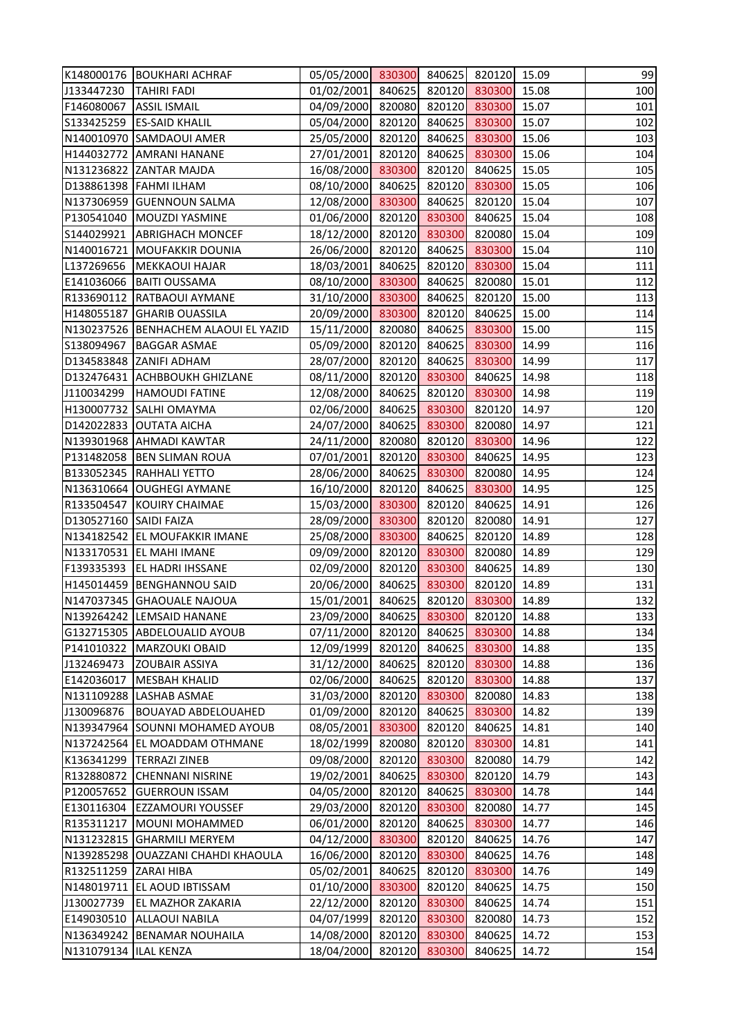| | | | | | | | |
|---|---|---|---|---|---|---|---|
| K148000176 | BOUKHARI ACHRAF | 05/05/2000 | 830300 | 840625 | 820120 | 15.09 | 99 |
| J133447230 | TAHIRI FADI | 01/02/2001 | 840625 | 820120 | 830300 | 15.08 | 100 |
| F146080067 | ASSIL ISMAIL | 04/09/2000 | 820080 | 820120 | 830300 | 15.07 | 101 |
| S133425259 | ES-SAID KHALIL | 05/04/2000 | 820120 | 840625 | 830300 | 15.07 | 102 |
| N140010970 | SAMDAOUI AMER | 25/05/2000 | 820120 | 840625 | 830300 | 15.06 | 103 |
| H144032772 | AMRANI HANANE | 27/01/2001 | 820120 | 840625 | 830300 | 15.06 | 104 |
| N131236822 | ZANTAR MAJDA | 16/08/2000 | 830300 | 820120 | 840625 | 15.05 | 105 |
| D138861398 | FAHMI ILHAM | 08/10/2000 | 840625 | 820120 | 830300 | 15.05 | 106 |
| N137306959 | GUENNOUN SALMA | 12/08/2000 | 830300 | 840625 | 820120 | 15.04 | 107 |
| P130541040 | MOUZDI YASMINE | 01/06/2000 | 820120 | 830300 | 840625 | 15.04 | 108 |
| S144029921 | ABRIGHACH MONCEF | 18/12/2000 | 820120 | 830300 | 820080 | 15.04 | 109 |
| N140016721 | MOUFAKKIR DOUNIA | 26/06/2000 | 820120 | 840625 | 830300 | 15.04 | 110 |
| L137269656 | MEKKAOUI HAJAR | 18/03/2001 | 840625 | 820120 | 830300 | 15.04 | 111 |
| E141036066 | BAITI OUSSAMA | 08/10/2000 | 830300 | 840625 | 820080 | 15.01 | 112 |
| R133690112 | RATBAOUI AYMANE | 31/10/2000 | 830300 | 840625 | 820120 | 15.00 | 113 |
| H148055187 | GHARIB OUASSILA | 20/09/2000 | 830300 | 820120 | 840625 | 15.00 | 114 |
| N130237526 | BENHACHEM ALAOUI EL YAZID | 15/11/2000 | 820080 | 840625 | 830300 | 15.00 | 115 |
| S138094967 | BAGGAR ASMAE | 05/09/2000 | 820120 | 840625 | 830300 | 14.99 | 116 |
| D134583848 | ZANIFI ADHAM | 28/07/2000 | 820120 | 840625 | 830300 | 14.99 | 117 |
| D132476431 | ACHBBOUKH GHIZLANE | 08/11/2000 | 820120 | 830300 | 840625 | 14.98 | 118 |
| J110034299 | HAMOUDI FATINE | 12/08/2000 | 840625 | 820120 | 830300 | 14.98 | 119 |
| H130007732 | SALHI OMAYMA | 02/06/2000 | 840625 | 830300 | 820120 | 14.97 | 120 |
| D142022833 | OUTATA AICHA | 24/07/2000 | 840625 | 830300 | 820080 | 14.97 | 121 |
| N139301968 | AHMADI KAWTAR | 24/11/2000 | 820080 | 820120 | 830300 | 14.96 | 122 |
| P131482058 | BEN SLIMAN ROUA | 07/01/2001 | 820120 | 830300 | 840625 | 14.95 | 123 |
| B133052345 | RAHHALI YETTO | 28/06/2000 | 840625 | 830300 | 820080 | 14.95 | 124 |
| N136310664 | OUGHEGI AYMANE | 16/10/2000 | 820120 | 840625 | 830300 | 14.95 | 125 |
| R133504547 | KOUIRY CHAIMAE | 15/03/2000 | 830300 | 820120 | 840625 | 14.91 | 126 |
| D130527160 | SAIDI FAIZA | 28/09/2000 | 830300 | 820120 | 820080 | 14.91 | 127 |
| N134182542 | EL MOUFAKKIR IMANE | 25/08/2000 | 830300 | 840625 | 820120 | 14.89 | 128 |
| N133170531 | EL MAHI IMANE | 09/09/2000 | 820120 | 830300 | 820080 | 14.89 | 129 |
| F139335393 | EL HADRI IHSSANE | 02/09/2000 | 820120 | 830300 | 840625 | 14.89 | 130 |
| H145014459 | BENGHANNOU SAID | 20/06/2000 | 840625 | 830300 | 820120 | 14.89 | 131 |
| N147037345 | GHAOUALE NAJOUA | 15/01/2001 | 840625 | 820120 | 830300 | 14.89 | 132 |
| N139264242 | LEMSAID HANANE | 23/09/2000 | 840625 | 830300 | 820120 | 14.88 | 133 |
| G132715305 | ABDELOUALID AYOUB | 07/11/2000 | 820120 | 840625 | 830300 | 14.88 | 134 |
| P141010322 | MARZOUKI OBAID | 12/09/1999 | 820120 | 840625 | 830300 | 14.88 | 135 |
| J132469473 | ZOUBAIR ASSIYA | 31/12/2000 | 840625 | 820120 | 830300 | 14.88 | 136 |
| E142036017 | MESBAH KHALID | 02/06/2000 | 840625 | 820120 | 830300 | 14.88 | 137 |
| N131109288 | LASHAB ASMAE | 31/03/2000 | 820120 | 830300 | 820080 | 14.83 | 138 |
| J130096876 | BOUAYAD ABDELOUAHED | 01/09/2000 | 820120 | 840625 | 830300 | 14.82 | 139 |
| N139347964 | SOUNNI MOHAMED AYOUB | 08/05/2001 | 830300 | 820120 | 840625 | 14.81 | 140 |
| N137242564 | EL MOADDAM OTHMANE | 18/02/1999 | 820080 | 820120 | 830300 | 14.81 | 141 |
| K136341299 | TERRAZI ZINEB | 09/08/2000 | 820120 | 830300 | 820080 | 14.79 | 142 |
| R132880872 | CHENNANI NISRINE | 19/02/2001 | 840625 | 830300 | 820120 | 14.79 | 143 |
| P120057652 | GUERROUN ISSAM | 04/05/2000 | 820120 | 840625 | 830300 | 14.78 | 144 |
| E130116304 | EZZAMOURI YOUSSEF | 29/03/2000 | 820120 | 830300 | 820080 | 14.77 | 145 |
| R135311217 | MOUNI MOHAMMED | 06/01/2000 | 820120 | 840625 | 830300 | 14.77 | 146 |
| N131232815 | GHARMILI MERYEM | 04/12/2000 | 830300 | 820120 | 840625 | 14.76 | 147 |
| N139285298 | OUAZZANI CHAHDI KHAOULA | 16/06/2000 | 820120 | 830300 | 840625 | 14.76 | 148 |
| R132511259 | ZARAI HIBA | 05/02/2001 | 840625 | 820120 | 830300 | 14.76 | 149 |
| N148019711 | EL AOUD IBTISSAM | 01/10/2000 | 830300 | 820120 | 840625 | 14.75 | 150 |
| J130027739 | EL MAZHOR ZAKARIA | 22/12/2000 | 820120 | 830300 | 840625 | 14.74 | 151 |
| E149030510 | ALLAOUI NABILA | 04/07/1999 | 820120 | 830300 | 820080 | 14.73 | 152 |
| N136349242 | BENAMAR NOUHAILA | 14/08/2000 | 820120 | 830300 | 840625 | 14.72 | 153 |
| N131079134 | ILAL KENZA | 18/04/2000 | 820120 | 830300 | 840625 | 14.72 | 154 |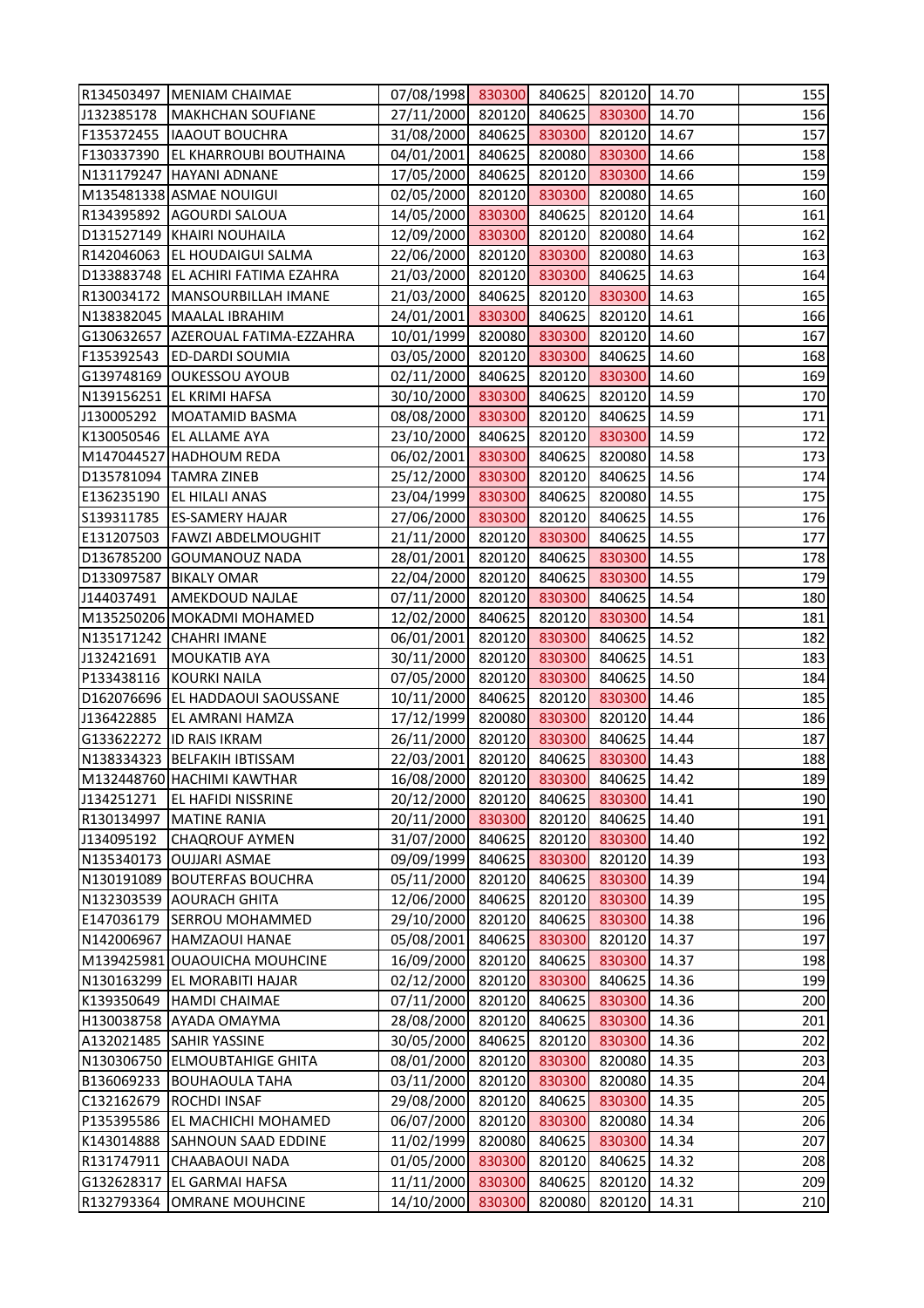| | | | | | | | |
|---|---|---|---|---|---|---|---|
| R134503497 | MENIAM CHAIMAE | 07/08/1998 | 830300 | 840625 | 820120 | 14.70 | 155 |
| J132385178 | MAKHCHAN SOUFIANE | 27/11/2000 | 820120 | 840625 | 830300 | 14.70 | 156 |
| F135372455 | IAAOUT BOUCHRA | 31/08/2000 | 840625 | 830300 | 820120 | 14.67 | 157 |
| F130337390 | EL KHARROUBI BOUTHAINA | 04/01/2001 | 840625 | 820080 | 830300 | 14.66 | 158 |
| N131179247 | HAYANI ADNANE | 17/05/2000 | 840625 | 820120 | 830300 | 14.66 | 159 |
| M135481338 | ASMAE NOUIGUI | 02/05/2000 | 820120 | 830300 | 820080 | 14.65 | 160 |
| R134395892 | AGOURDI SALOUA | 14/05/2000 | 830300 | 840625 | 820120 | 14.64 | 161 |
| D131527149 | KHAIRI NOUHAILA | 12/09/2000 | 830300 | 820120 | 820080 | 14.64 | 162 |
| R142046063 | EL HOUDAIGUI SALMA | 22/06/2000 | 820120 | 830300 | 820080 | 14.63 | 163 |
| D133883748 | EL ACHIRI FATIMA EZAHRA | 21/03/2000 | 820120 | 830300 | 840625 | 14.63 | 164 |
| R130034172 | MANSOURBILLAH IMANE | 21/03/2000 | 840625 | 820120 | 830300 | 14.63 | 165 |
| N138382045 | MAALAL IBRAHIM | 24/01/2001 | 830300 | 840625 | 820120 | 14.61 | 166 |
| G130632657 | AZEROUAL FATIMA-EZZAHRA | 10/01/1999 | 820080 | 830300 | 820120 | 14.60 | 167 |
| F135392543 | ED-DARDI SOUMIA | 03/05/2000 | 820120 | 830300 | 840625 | 14.60 | 168 |
| G139748169 | OUKESSOU AYOUB | 02/11/2000 | 840625 | 820120 | 830300 | 14.60 | 169 |
| N139156251 | EL KRIMI HAFSA | 30/10/2000 | 830300 | 840625 | 820120 | 14.59 | 170 |
| J130005292 | MOATAMID BASMA | 08/08/2000 | 830300 | 820120 | 840625 | 14.59 | 171 |
| K130050546 | EL ALLAME AYA | 23/10/2000 | 840625 | 820120 | 830300 | 14.59 | 172 |
| M147044527 | HADHOUM REDA | 06/02/2001 | 830300 | 840625 | 820080 | 14.58 | 173 |
| D135781094 | TAMRA ZINEB | 25/12/2000 | 830300 | 820120 | 840625 | 14.56 | 174 |
| E136235190 | EL HILALI ANAS | 23/04/1999 | 830300 | 840625 | 820080 | 14.55 | 175 |
| S139311785 | ES-SAMERY HAJAR | 27/06/2000 | 830300 | 820120 | 840625 | 14.55 | 176 |
| E131207503 | FAWZI ABDELMOUGHIT | 21/11/2000 | 820120 | 830300 | 840625 | 14.55 | 177 |
| D136785200 | GOUMANOUZ NADA | 28/01/2001 | 820120 | 840625 | 830300 | 14.55 | 178 |
| D133097587 | BIKALY OMAR | 22/04/2000 | 820120 | 840625 | 830300 | 14.55 | 179 |
| J144037491 | AMEKDOUD NAJLAE | 07/11/2000 | 820120 | 830300 | 840625 | 14.54 | 180 |
| M135250206 | MOKADMI MOHAMED | 12/02/2000 | 840625 | 820120 | 830300 | 14.54 | 181 |
| N135171242 | CHAHRI IMANE | 06/01/2001 | 820120 | 830300 | 840625 | 14.52 | 182 |
| J132421691 | MOUKATIB AYA | 30/11/2000 | 820120 | 830300 | 840625 | 14.51 | 183 |
| P133438116 | KOURKI NAILA | 07/05/2000 | 820120 | 830300 | 840625 | 14.50 | 184 |
| D162076696 | EL HADDAOUI SAOUSSANE | 10/11/2000 | 840625 | 820120 | 830300 | 14.46 | 185 |
| J136422885 | EL AMRANI HAMZA | 17/12/1999 | 820080 | 830300 | 820120 | 14.44 | 186 |
| G133622272 | ID RAIS IKRAM | 26/11/2000 | 820120 | 830300 | 840625 | 14.44 | 187 |
| N138334323 | BELFAKIH IBTISSAM | 22/03/2001 | 820120 | 840625 | 830300 | 14.43 | 188 |
| M132448760 | HACHIMI KAWTHAR | 16/08/2000 | 820120 | 830300 | 840625 | 14.42 | 189 |
| J134251271 | EL HAFIDI NISSRINE | 20/12/2000 | 820120 | 840625 | 830300 | 14.41 | 190 |
| R130134997 | MATINE RANIA | 20/11/2000 | 830300 | 820120 | 840625 | 14.40 | 191 |
| J134095192 | CHAQROUF AYMEN | 31/07/2000 | 840625 | 820120 | 830300 | 14.40 | 192 |
| N135340173 | OUJJARI ASMAE | 09/09/1999 | 840625 | 830300 | 820120 | 14.39 | 193 |
| N130191089 | BOUTERFAS BOUCHRA | 05/11/2000 | 820120 | 840625 | 830300 | 14.39 | 194 |
| N132303539 | AOURACH GHITA | 12/06/2000 | 840625 | 820120 | 830300 | 14.39 | 195 |
| E147036179 | SERROU MOHAMMED | 29/10/2000 | 820120 | 840625 | 830300 | 14.38 | 196 |
| N142006967 | HAMZAOUI HANAE | 05/08/2001 | 840625 | 830300 | 820120 | 14.37 | 197 |
| M139425981 | OUAOUICHA MOUHCINE | 16/09/2000 | 820120 | 840625 | 830300 | 14.37 | 198 |
| N130163299 | EL MORABITI HAJAR | 02/12/2000 | 820120 | 830300 | 840625 | 14.36 | 199 |
| K139350649 | HAMDI CHAIMAE | 07/11/2000 | 820120 | 840625 | 830300 | 14.36 | 200 |
| H130038758 | AYADA OMAYMA | 28/08/2000 | 820120 | 840625 | 830300 | 14.36 | 201 |
| A132021485 | SAHIR YASSINE | 30/05/2000 | 840625 | 820120 | 830300 | 14.36 | 202 |
| N130306750 | ELMOUBTAHIGE GHITA | 08/01/2000 | 820120 | 830300 | 820080 | 14.35 | 203 |
| B136069233 | BOUHAOULA TAHA | 03/11/2000 | 820120 | 830300 | 820080 | 14.35 | 204 |
| C132162679 | ROCHDI INSAF | 29/08/2000 | 820120 | 840625 | 830300 | 14.35 | 205 |
| P135395586 | EL MACHICHI MOHAMED | 06/07/2000 | 820120 | 830300 | 820080 | 14.34 | 206 |
| K143014888 | SAHNOUN SAAD EDDINE | 11/02/1999 | 820080 | 840625 | 830300 | 14.34 | 207 |
| R131747911 | CHAABAOUI NADA | 01/05/2000 | 830300 | 820120 | 840625 | 14.32 | 208 |
| G132628317 | EL GARMAI HAFSA | 11/11/2000 | 830300 | 840625 | 820120 | 14.32 | 209 |
| R132793364 | OMRANE MOUHCINE | 14/10/2000 | 830300 | 820080 | 820120 | 14.31 | 210 |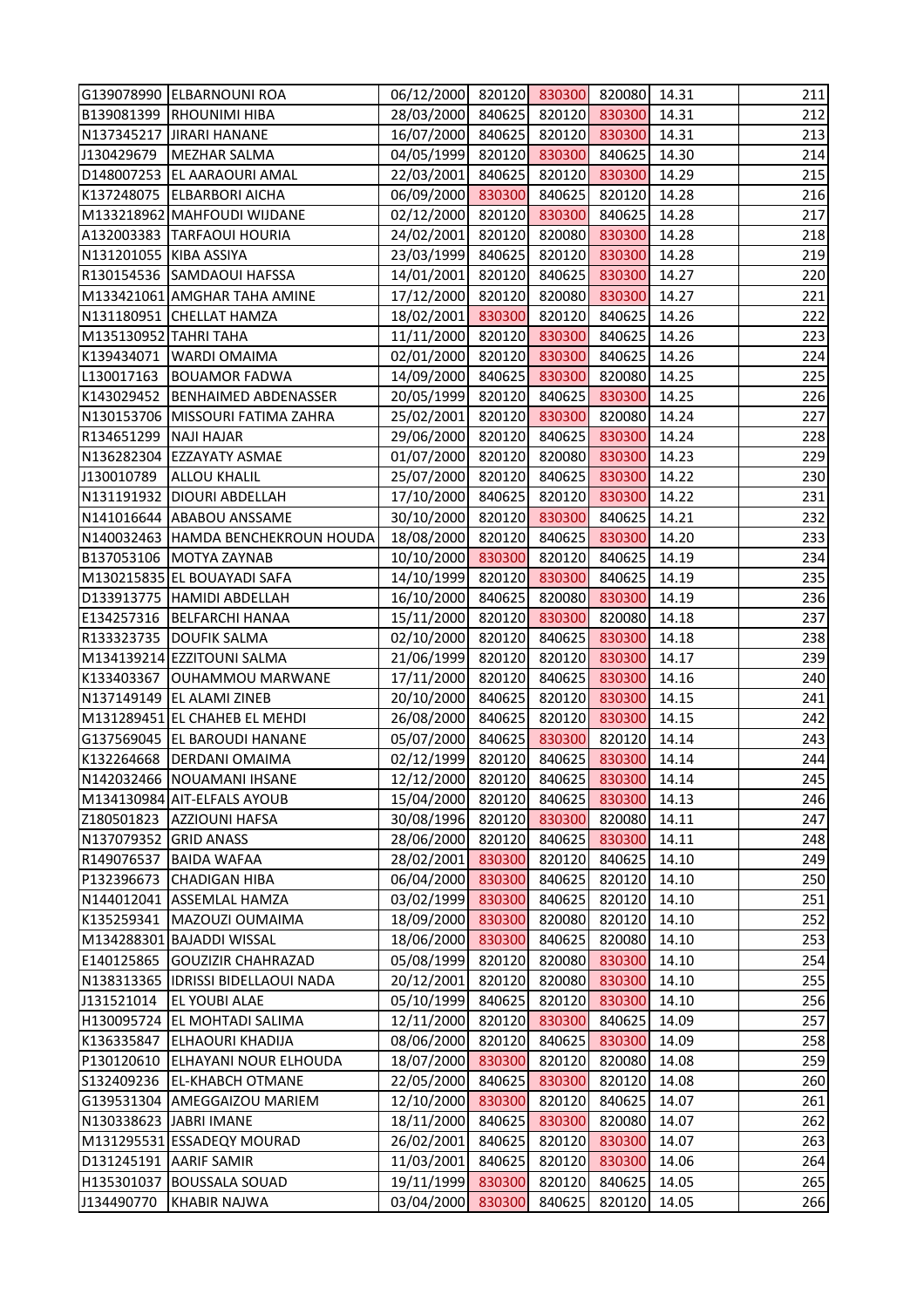| | | | | | | | | |
|---|---|---|---|---|---|---|---|---|
| G139078990 | ELBARNOUNI ROA | 06/12/2000 | 820120 | 830300 | 820080 | 14.31 | | 211 |
| B139081399 | RHOUNIMI HIBA | 28/03/2000 | 840625 | 820120 | 830300 | 14.31 | | 212 |
| N137345217 | JIRARI HANANE | 16/07/2000 | 840625 | 820120 | 830300 | 14.31 | | 213 |
| J130429679 | MEZHAR SALMA | 04/05/1999 | 820120 | 830300 | 840625 | 14.30 | | 214 |
| D148007253 | EL AARAOURI AMAL | 22/03/2001 | 840625 | 820120 | 830300 | 14.29 | | 215 |
| K137248075 | ELBARBORI AICHA | 06/09/2000 | 830300 | 840625 | 820120 | 14.28 | | 216 |
| M133218962 | MAHFOUDI WIJDANE | 02/12/2000 | 820120 | 830300 | 840625 | 14.28 | | 217 |
| A132003383 | TARFAOUI HOURIA | 24/02/2001 | 820120 | 820080 | 830300 | 14.28 | | 218 |
| N131201055 | KIBA ASSIYA | 23/03/1999 | 840625 | 820120 | 830300 | 14.28 | | 219 |
| R130154536 | SAMDAOUI HAFSSA | 14/01/2001 | 820120 | 840625 | 830300 | 14.27 | | 220 |
| M133421061 | AMGHAR TAHA AMINE | 17/12/2000 | 820120 | 820080 | 830300 | 14.27 | | 221 |
| N131180951 | CHELLAT HAMZA | 18/02/2001 | 830300 | 820120 | 840625 | 14.26 | | 222 |
| M135130952 | TAHRI TAHA | 11/11/2000 | 820120 | 830300 | 840625 | 14.26 | | 223 |
| K139434071 | WARDI OMAIMA | 02/01/2000 | 820120 | 830300 | 840625 | 14.26 | | 224 |
| L130017163 | BOUAMOR FADWA | 14/09/2000 | 840625 | 830300 | 820080 | 14.25 | | 225 |
| K143029452 | BENHAIMED ABDENASSER | 20/05/1999 | 820120 | 840625 | 830300 | 14.25 | | 226 |
| N130153706 | MISSOURI FATIMA ZAHRA | 25/02/2001 | 820120 | 830300 | 820080 | 14.24 | | 227 |
| R134651299 | NAJI HAJAR | 29/06/2000 | 820120 | 840625 | 830300 | 14.24 | | 228 |
| N136282304 | EZZAYATY ASMAE | 01/07/2000 | 820120 | 820080 | 830300 | 14.23 | | 229 |
| J130010789 | ALLOU KHALIL | 25/07/2000 | 820120 | 840625 | 830300 | 14.22 | | 230 |
| N131191932 | DIOURI ABDELLAH | 17/10/2000 | 840625 | 820120 | 830300 | 14.22 | | 231 |
| N141016644 | ABABOU ANSSAME | 30/10/2000 | 820120 | 830300 | 840625 | 14.21 | | 232 |
| N140032463 | HAMDA BENCHEKROUN HOUDA | 18/08/2000 | 820120 | 840625 | 830300 | 14.20 | | 233 |
| B137053106 | MOTYA ZAYNAB | 10/10/2000 | 830300 | 820120 | 840625 | 14.19 | | 234 |
| M130215835 | EL BOUAYADI SAFA | 14/10/1999 | 820120 | 830300 | 840625 | 14.19 | | 235 |
| D133913775 | HAMIDI ABDELLAH | 16/10/2000 | 840625 | 820080 | 830300 | 14.19 | | 236 |
| E134257316 | BELFARCHI HANAA | 15/11/2000 | 820120 | 830300 | 820080 | 14.18 | | 237 |
| R133323735 | DOUFIK SALMA | 02/10/2000 | 820120 | 840625 | 830300 | 14.18 | | 238 |
| M134139214 | EZZITOUNI SALMA | 21/06/1999 | 820120 | 820120 | 830300 | 14.17 | | 239 |
| K133403367 | OUHAMMOU MARWANE | 17/11/2000 | 820120 | 840625 | 830300 | 14.16 | | 240 |
| N137149149 | EL ALAMI ZINEB | 20/10/2000 | 840625 | 820120 | 830300 | 14.15 | | 241 |
| M131289451 | EL CHAHEB EL MEHDI | 26/08/2000 | 840625 | 820120 | 830300 | 14.15 | | 242 |
| G137569045 | EL BAROUDI HANANE | 05/07/2000 | 840625 | 830300 | 820120 | 14.14 | | 243 |
| K132264668 | DERDANI OMAIMA | 02/12/1999 | 820120 | 840625 | 830300 | 14.14 | | 244 |
| N142032466 | NOUAMANI IHSANE | 12/12/2000 | 820120 | 840625 | 830300 | 14.14 | | 245 |
| M134130984 | AIT-ELFALS AYOUB | 15/04/2000 | 820120 | 840625 | 830300 | 14.13 | | 246 |
| Z180501823 | AZZIOUNI HAFSA | 30/08/1996 | 820120 | 830300 | 820080 | 14.11 | | 247 |
| N137079352 | GRID ANASS | 28/06/2000 | 820120 | 840625 | 830300 | 14.11 | | 248 |
| R149076537 | BAIDA WAFAA | 28/02/2001 | 830300 | 820120 | 840625 | 14.10 | | 249 |
| P132396673 | CHADIGAN HIBA | 06/04/2000 | 830300 | 840625 | 820120 | 14.10 | | 250 |
| N144012041 | ASSEMLAL HAMZA | 03/02/1999 | 830300 | 840625 | 820120 | 14.10 | | 251 |
| K135259341 | MAZOUZI OUMAIMA | 18/09/2000 | 830300 | 820080 | 820120 | 14.10 | | 252 |
| M134288301 | BAJADDI WISSAL | 18/06/2000 | 830300 | 840625 | 820080 | 14.10 | | 253 |
| E140125865 | GOUZIZIR CHAHRAZAD | 05/08/1999 | 820120 | 820080 | 830300 | 14.10 | | 254 |
| N138313365 | IDRISSI BIDELLAOUI NADA | 20/12/2001 | 820120 | 820080 | 830300 | 14.10 | | 255 |
| J131521014 | EL YOUBI ALAE | 05/10/1999 | 840625 | 820120 | 830300 | 14.10 | | 256 |
| H130095724 | EL MOHTADI SALIMA | 12/11/2000 | 820120 | 830300 | 840625 | 14.09 | | 257 |
| K136335847 | ELHAOURI KHADIJA | 08/06/2000 | 820120 | 840625 | 830300 | 14.09 | | 258 |
| P130120610 | ELHAYANI NOUR ELHOUDA | 18/07/2000 | 830300 | 820120 | 820080 | 14.08 | | 259 |
| S132409236 | EL-KHABCH OTMANE | 22/05/2000 | 840625 | 830300 | 820120 | 14.08 | | 260 |
| G139531304 | AMEGGAIZOU MARIEM | 12/10/2000 | 830300 | 820120 | 840625 | 14.07 | | 261 |
| N130338623 | JABRI IMANE | 18/11/2000 | 840625 | 830300 | 820080 | 14.07 | | 262 |
| M131295531 | ESSADEQY MOURAD | 26/02/2001 | 840625 | 820120 | 830300 | 14.07 | | 263 |
| D131245191 | AARIF SAMIR | 11/03/2001 | 840625 | 820120 | 830300 | 14.06 | | 264 |
| H135301037 | BOUSSALA SOUAD | 19/11/1999 | 830300 | 820120 | 840625 | 14.05 | | 265 |
| J134490770 | KHABIR NAJWA | 03/04/2000 | 830300 | 840625 | 820120 | 14.05 | | 266 |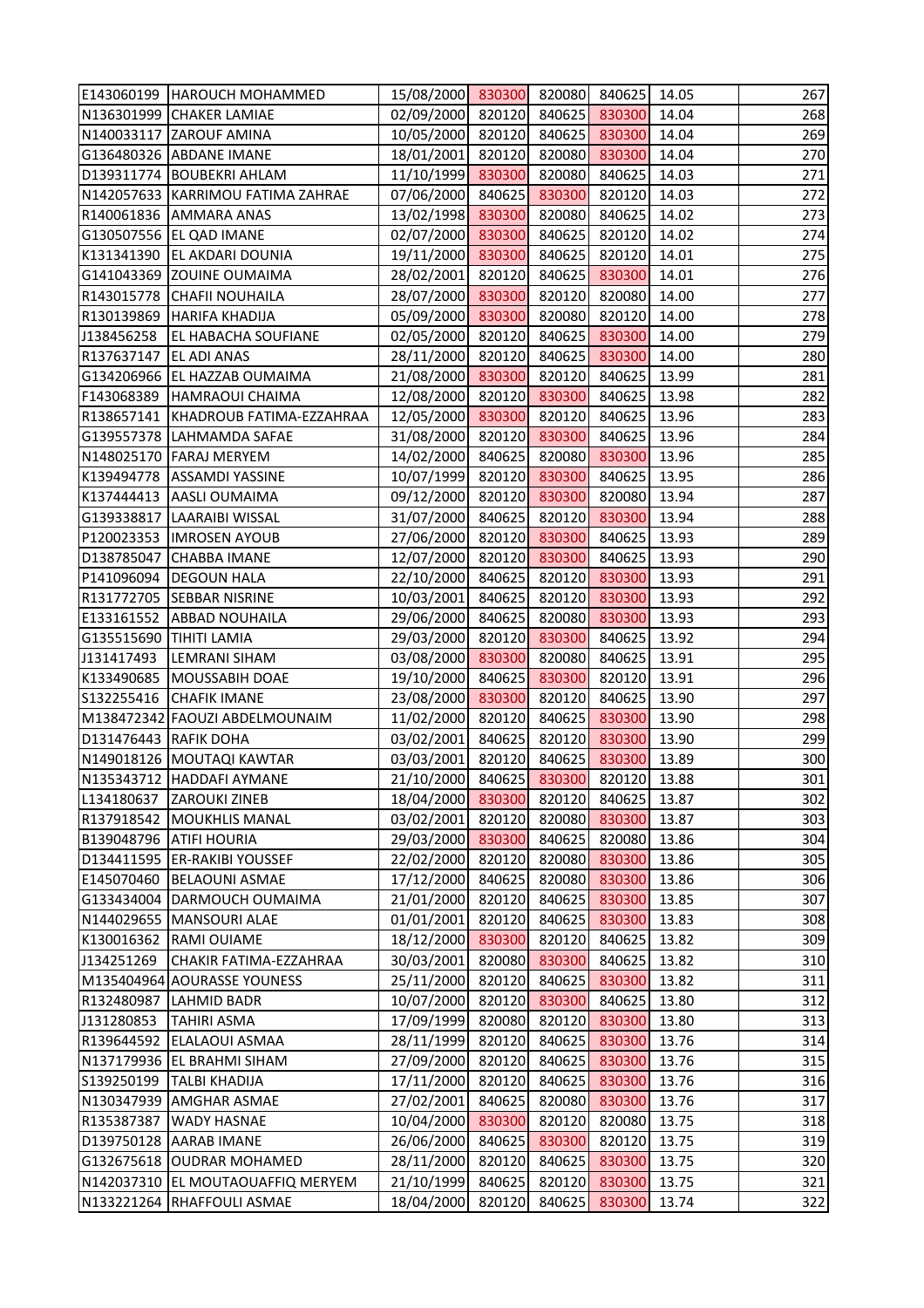| | | | | | | | |
|---|---|---|---|---|---|---|---|
| E143060199 | HAROUCH MOHAMMED | 15/08/2000 | 830300 | 820080 | 840625 | 14.05 | 267 |
| N136301999 | CHAKER LAMIAE | 02/09/2000 | 820120 | 840625 | 830300 | 14.04 | 268 |
| N140033117 | ZAROUF AMINA | 10/05/2000 | 820120 | 840625 | 830300 | 14.04 | 269 |
| G136480326 | ABDANE IMANE | 18/01/2001 | 820120 | 820080 | 830300 | 14.04 | 270 |
| D139311774 | BOUBEKRI AHLAM | 11/10/1999 | 830300 | 820080 | 840625 | 14.03 | 271 |
| N142057633 | KARRIMOU FATIMA ZAHRAE | 07/06/2000 | 840625 | 830300 | 820120 | 14.03 | 272 |
| R140061836 | AMMARA ANAS | 13/02/1998 | 830300 | 820080 | 840625 | 14.02 | 273 |
| G130507556 | EL QAD IMANE | 02/07/2000 | 830300 | 840625 | 820120 | 14.02 | 274 |
| K131341390 | EL AKDARI DOUNIA | 19/11/2000 | 830300 | 840625 | 820120 | 14.01 | 275 |
| G141043369 | ZOUINE OUMAIMA | 28/02/2001 | 820120 | 840625 | 830300 | 14.01 | 276 |
| R143015778 | CHAFII NOUHAILA | 28/07/2000 | 830300 | 820120 | 820080 | 14.00 | 277 |
| R130139869 | HARIFA KHADIJA | 05/09/2000 | 830300 | 820080 | 820120 | 14.00 | 278 |
| J138456258 | EL HABACHA SOUFIANE | 02/05/2000 | 820120 | 840625 | 830300 | 14.00 | 279 |
| R137637147 | EL ADI ANAS | 28/11/2000 | 820120 | 840625 | 830300 | 14.00 | 280 |
| G134206966 | EL HAZZAB OUMAIMA | 21/08/2000 | 830300 | 820120 | 840625 | 13.99 | 281 |
| F143068389 | HAMRAOUI CHAIMA | 12/08/2000 | 820120 | 830300 | 840625 | 13.98 | 282 |
| R138657141 | KHADROUB FATIMA-EZZAHRAA | 12/05/2000 | 830300 | 820120 | 840625 | 13.96 | 283 |
| G139557378 | LAHMAMDA SAFAE | 31/08/2000 | 820120 | 830300 | 840625 | 13.96 | 284 |
| N148025170 | FARAJ MERYEM | 14/02/2000 | 840625 | 820080 | 830300 | 13.96 | 285 |
| K139494778 | ASSAMDI YASSINE | 10/07/1999 | 820120 | 830300 | 840625 | 13.95 | 286 |
| K137444413 | AASLI OUMAIMA | 09/12/2000 | 820120 | 830300 | 820080 | 13.94 | 287 |
| G139338817 | LAARAIBI WISSAL | 31/07/2000 | 840625 | 820120 | 830300 | 13.94 | 288 |
| P120023353 | IMROSEN AYOUB | 27/06/2000 | 820120 | 830300 | 840625 | 13.93 | 289 |
| D138785047 | CHABBA IMANE | 12/07/2000 | 820120 | 830300 | 840625 | 13.93 | 290 |
| P141096094 | DEGOUN HALA | 22/10/2000 | 840625 | 820120 | 830300 | 13.93 | 291 |
| R131772705 | SEBBAR NISRINE | 10/03/2001 | 840625 | 820120 | 830300 | 13.93 | 292 |
| E133161552 | ABBAD NOUHAILA | 29/06/2000 | 840625 | 820080 | 830300 | 13.93 | 293 |
| G135515690 | TIHITI LAMIA | 29/03/2000 | 820120 | 830300 | 840625 | 13.92 | 294 |
| J131417493 | LEMRANI SIHAM | 03/08/2000 | 830300 | 820080 | 840625 | 13.91 | 295 |
| K133490685 | MOUSSABIH DOAE | 19/10/2000 | 840625 | 830300 | 820120 | 13.91 | 296 |
| S132255416 | CHAFIK IMANE | 23/08/2000 | 830300 | 820120 | 840625 | 13.90 | 297 |
| M138472342 | FAOUZI ABDELMOUNAIM | 11/02/2000 | 820120 | 840625 | 830300 | 13.90 | 298 |
| D131476443 | RAFIK DOHA | 03/02/2001 | 840625 | 820120 | 830300 | 13.90 | 299 |
| N149018126 | MOUTAQI KAWTAR | 03/03/2001 | 820120 | 840625 | 830300 | 13.89 | 300 |
| N135343712 | HADDAFI AYMANE | 21/10/2000 | 840625 | 830300 | 820120 | 13.88 | 301 |
| L134180637 | ZAROUKI ZINEB | 18/04/2000 | 830300 | 820120 | 840625 | 13.87 | 302 |
| R137918542 | MOUKHLIS MANAL | 03/02/2001 | 820120 | 820080 | 830300 | 13.87 | 303 |
| B139048796 | ATIFI HOURIA | 29/03/2000 | 830300 | 840625 | 820080 | 13.86 | 304 |
| D134411595 | ER-RAKIBI YOUSSEF | 22/02/2000 | 820120 | 820080 | 830300 | 13.86 | 305 |
| E145070460 | BELAOUNI ASMAE | 17/12/2000 | 840625 | 820080 | 830300 | 13.86 | 306 |
| G133434004 | DARMOUCH OUMAIMA | 21/01/2000 | 820120 | 840625 | 830300 | 13.85 | 307 |
| N144029655 | MANSOURI ALAE | 01/01/2001 | 820120 | 840625 | 830300 | 13.83 | 308 |
| K130016362 | RAMI OUIAME | 18/12/2000 | 830300 | 820120 | 840625 | 13.82 | 309 |
| J134251269 | CHAKIR FATIMA-EZZAHRAA | 30/03/2001 | 820080 | 830300 | 840625 | 13.82 | 310 |
| M135404964 | AOURASSE YOUNESS | 25/11/2000 | 820120 | 840625 | 830300 | 13.82 | 311 |
| R132480987 | LAHMID BADR | 10/07/2000 | 820120 | 830300 | 840625 | 13.80 | 312 |
| J131280853 | TAHIRI ASMA | 17/09/1999 | 820080 | 820120 | 830300 | 13.80 | 313 |
| R139644592 | ELALAOUI ASMAA | 28/11/1999 | 820120 | 840625 | 830300 | 13.76 | 314 |
| N137179936 | EL BRAHMI SIHAM | 27/09/2000 | 820120 | 840625 | 830300 | 13.76 | 315 |
| S139250199 | TALBI KHADIJA | 17/11/2000 | 820120 | 840625 | 830300 | 13.76 | 316 |
| N130347939 | AMGHAR ASMAE | 27/02/2001 | 840625 | 820080 | 830300 | 13.76 | 317 |
| R135387387 | WADY HASNAE | 10/04/2000 | 830300 | 820120 | 820080 | 13.75 | 318 |
| D139750128 | AARAB IMANE | 26/06/2000 | 840625 | 830300 | 820120 | 13.75 | 319 |
| G132675618 | OUDRAR MOHAMED | 28/11/2000 | 820120 | 840625 | 830300 | 13.75 | 320 |
| N142037310 | EL MOUTAOUAFFIQ MERYEM | 21/10/1999 | 840625 | 820120 | 830300 | 13.75 | 321 |
| N133221264 | RHAFFOULI ASMAE | 18/04/2000 | 820120 | 840625 | 830300 | 13.74 | 322 |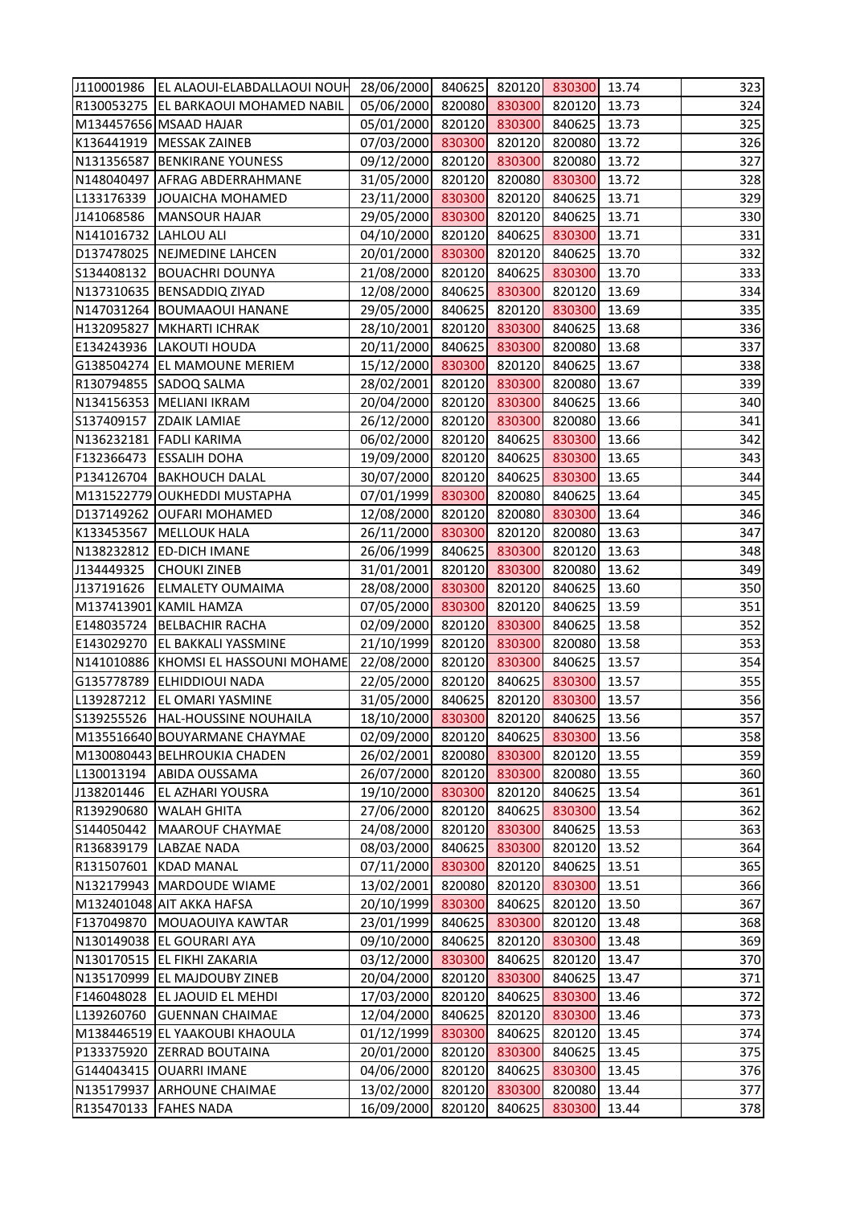| | | | | | | | |
|---|---|---|---|---|---|---|---|
| J110001986 | EL ALAOUI-ELABDALLAOUI NOUH | 28/06/2000 | 840625 | 820120 | 830300 | 13.74 | 323 |
| R130053275 | EL BARKAOUI MOHAMED NABIL | 05/06/2000 | 820080 | 830300 | 820120 | 13.73 | 324 |
| M134457656 | MSAAD HAJAR | 05/01/2000 | 820120 | 830300 | 840625 | 13.73 | 325 |
| K136441919 | MESSAK ZAINEB | 07/03/2000 | 830300 | 820120 | 820080 | 13.72 | 326 |
| N131356587 | BENKIRANE YOUNESS | 09/12/2000 | 820120 | 830300 | 820080 | 13.72 | 327 |
| N148040497 | AFRAG ABDERRAHMANE | 31/05/2000 | 820120 | 820080 | 830300 | 13.72 | 328 |
| L133176339 | JOUAICHA MOHAMED | 23/11/2000 | 830300 | 820120 | 840625 | 13.71 | 329 |
| J141068586 | MANSOUR HAJAR | 29/05/2000 | 830300 | 820120 | 840625 | 13.71 | 330 |
| N141016732 | LAHLOU ALI | 04/10/2000 | 820120 | 840625 | 830300 | 13.71 | 331 |
| D137478025 | NEJMEDINE LAHCEN | 20/01/2000 | 830300 | 820120 | 840625 | 13.70 | 332 |
| S134408132 | BOUACHRI DOUNYA | 21/08/2000 | 820120 | 840625 | 830300 | 13.70 | 333 |
| N137310635 | BENSADDIQ ZIYAD | 12/08/2000 | 840625 | 830300 | 820120 | 13.69 | 334 |
| N147031264 | BOUMAAOUI HANANE | 29/05/2000 | 840625 | 820120 | 830300 | 13.69 | 335 |
| H132095827 | MKHARTI ICHRAK | 28/10/2001 | 820120 | 830300 | 840625 | 13.68 | 336 |
| E134243936 | LAKOUTI HOUDA | 20/11/2000 | 840625 | 830300 | 820080 | 13.68 | 337 |
| G138504274 | EL MAMOUNE MERIEM | 15/12/2000 | 830300 | 820120 | 840625 | 13.67 | 338 |
| R130794855 | SADOQ SALMA | 28/02/2001 | 820120 | 830300 | 820080 | 13.67 | 339 |
| N134156353 | MELIANI IKRAM | 20/04/2000 | 820120 | 830300 | 840625 | 13.66 | 340 |
| S137409157 | ZDAIK LAMIAE | 26/12/2000 | 820120 | 830300 | 820080 | 13.66 | 341 |
| N136232181 | FADLI KARIMA | 06/02/2000 | 820120 | 840625 | 830300 | 13.66 | 342 |
| F132366473 | ESSALIH DOHA | 19/09/2000 | 820120 | 840625 | 830300 | 13.65 | 343 |
| P134126704 | BAKHOUCH DALAL | 30/07/2000 | 820120 | 840625 | 830300 | 13.65 | 344 |
| M131522779 | OUKHEDDI MUSTAPHA | 07/01/1999 | 830300 | 820080 | 840625 | 13.64 | 345 |
| D137149262 | OUFARI MOHAMED | 12/08/2000 | 820120 | 820080 | 830300 | 13.64 | 346 |
| K133453567 | MELLOUK HALA | 26/11/2000 | 830300 | 820120 | 820080 | 13.63 | 347 |
| N138232812 | ED-DICH IMANE | 26/06/1999 | 840625 | 830300 | 820120 | 13.63 | 348 |
| J134449325 | CHOUKI ZINEB | 31/01/2001 | 820120 | 830300 | 820080 | 13.62 | 349 |
| J137191626 | ELMALETY OUMAIMA | 28/08/2000 | 830300 | 820120 | 840625 | 13.60 | 350 |
| M137413901 | KAMIL HAMZA | 07/05/2000 | 830300 | 820120 | 840625 | 13.59 | 351 |
| E148035724 | BELBACHIR RACHA | 02/09/2000 | 820120 | 830300 | 840625 | 13.58 | 352 |
| E143029270 | EL BAKKALI YASSMINE | 21/10/1999 | 820120 | 830300 | 820080 | 13.58 | 353 |
| N141010886 | KHOMSI EL HASSOUNI MOHAME | 22/08/2000 | 820120 | 830300 | 840625 | 13.57 | 354 |
| G135778789 | ELHIDDIOUI NADA | 22/05/2000 | 820120 | 840625 | 830300 | 13.57 | 355 |
| L139287212 | EL OMARI YASMINE | 31/05/2000 | 840625 | 820120 | 830300 | 13.57 | 356 |
| S139255526 | HAL-HOUSSINE NOUHAILA | 18/10/2000 | 830300 | 820120 | 840625 | 13.56 | 357 |
| M135516640 | BOUYARMANE CHAYMAE | 02/09/2000 | 820120 | 840625 | 830300 | 13.56 | 358 |
| M130080443 | BELHROUKIA CHADEN | 26/02/2001 | 820080 | 830300 | 820120 | 13.55 | 359 |
| L130013194 | ABIDA OUSSAMA | 26/07/2000 | 820120 | 830300 | 820080 | 13.55 | 360 |
| J138201446 | EL AZHARI YOUSRA | 19/10/2000 | 830300 | 820120 | 840625 | 13.54 | 361 |
| R139290680 | WALAH GHITA | 27/06/2000 | 820120 | 840625 | 830300 | 13.54 | 362 |
| S144050442 | MAAROUF CHAYMAE | 24/08/2000 | 820120 | 830300 | 840625 | 13.53 | 363 |
| R136839179 | LABZAE NADA | 08/03/2000 | 840625 | 830300 | 820120 | 13.52 | 364 |
| R131507601 | KDAD MANAL | 07/11/2000 | 830300 | 820120 | 840625 | 13.51 | 365 |
| N132179943 | MARDOUDE WIAME | 13/02/2001 | 820080 | 820120 | 830300 | 13.51 | 366 |
| M132401048 | AIT AKKA HAFSA | 20/10/1999 | 830300 | 840625 | 820120 | 13.50 | 367 |
| F137049870 | MOUAOUIYA KAWTAR | 23/01/1999 | 840625 | 830300 | 820120 | 13.48 | 368 |
| N130149038 | EL GOURARI AYA | 09/10/2000 | 840625 | 820120 | 830300 | 13.48 | 369 |
| N130170515 | EL FIKHI ZAKARIA | 03/12/2000 | 830300 | 840625 | 820120 | 13.47 | 370 |
| N135170999 | EL MAJDOUBY ZINEB | 20/04/2000 | 820120 | 830300 | 840625 | 13.47 | 371 |
| F146048028 | EL JAOUID EL MEHDI | 17/03/2000 | 820120 | 840625 | 830300 | 13.46 | 372 |
| L139260760 | GUENNAN CHAIMAE | 12/04/2000 | 840625 | 820120 | 830300 | 13.46 | 373 |
| M138446519 | EL YAAKOUBI KHAOULA | 01/12/1999 | 830300 | 840625 | 820120 | 13.45 | 374 |
| P133375920 | ZERRAD BOUTAINA | 20/01/2000 | 820120 | 830300 | 840625 | 13.45 | 375 |
| G144043415 | OUARRI IMANE | 04/06/2000 | 820120 | 840625 | 830300 | 13.45 | 376 |
| N135179937 | ARHOUNE CHAIMAE | 13/02/2000 | 820120 | 830300 | 820080 | 13.44 | 377 |
| R135470133 | FAHES NADA | 16/09/2000 | 820120 | 840625 | 830300 | 13.44 | 378 |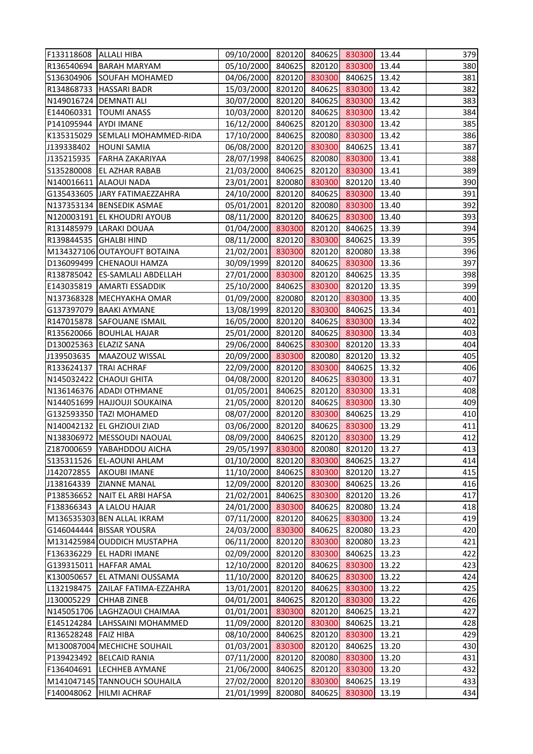| | | | | | | | |
|---|---|---|---|---|---|---|---|
| F133118608 | ALLALI HIBA | 09/10/2000 | 820120 | 840625 | 830300 | 13.44 | 379 |
| R136540694 | BARAH MARYAM | 05/10/2000 | 840625 | 820120 | 830300 | 13.44 | 380 |
| S136304906 | SOUFAH MOHAMED | 04/06/2000 | 820120 | 830300 | 840625 | 13.42 | 381 |
| R134868733 | HASSARI BADR | 15/03/2000 | 820120 | 840625 | 830300 | 13.42 | 382 |
| N149016724 | DEMNATI ALI | 30/07/2000 | 820120 | 840625 | 830300 | 13.42 | 383 |
| E144060331 | TOUMI ANASS | 10/03/2000 | 820120 | 840625 | 830300 | 13.42 | 384 |
| P141095944 | AYDI IMANE | 16/12/2000 | 840625 | 820120 | 830300 | 13.42 | 385 |
| K135315029 | SEMLALI MOHAMMED-RIDA | 17/10/2000 | 840625 | 820080 | 830300 | 13.42 | 386 |
| J139338402 | HOUNI SAMIA | 06/08/2000 | 820120 | 830300 | 840625 | 13.41 | 387 |
| J135215935 | FARHA ZAKARIYAA | 28/07/1998 | 840625 | 820080 | 830300 | 13.41 | 388 |
| S135280008 | EL AZHAR RABAB | 21/03/2000 | 840625 | 820120 | 830300 | 13.41 | 389 |
| N140016611 | ALAOUI NADA | 23/01/2001 | 820080 | 830300 | 820120 | 13.40 | 390 |
| G135433605 | JARY FATIMAEZZAHRA | 24/10/2000 | 820120 | 840625 | 830300 | 13.40 | 391 |
| N137353134 | BENSEDIK ASMAE | 05/01/2001 | 820120 | 820080 | 830300 | 13.40 | 392 |
| N120003191 | EL KHOUDRI AYOUB | 08/11/2000 | 820120 | 840625 | 830300 | 13.40 | 393 |
| R131485979 | LARAKI DOUAA | 01/04/2000 | 830300 | 820120 | 840625 | 13.39 | 394 |
| R139844535 | GHALBI HIND | 08/11/2000 | 820120 | 830300 | 840625 | 13.39 | 395 |
| M134327106 | OUTAYOUFT BOTAINA | 21/02/2001 | 830300 | 820120 | 820080 | 13.38 | 396 |
| D136099499 | CHENAOUI HAMZA | 30/09/1999 | 820120 | 840625 | 830300 | 13.36 | 397 |
| R138785042 | ES-SAMLALI ABDELLAH | 27/01/2000 | 830300 | 820120 | 840625 | 13.35 | 398 |
| E143035819 | AMARTI ESSADDIK | 25/10/2000 | 840625 | 830300 | 820120 | 13.35 | 399 |
| N137368328 | MECHYAKHA OMAR | 01/09/2000 | 820080 | 820120 | 830300 | 13.35 | 400 |
| G137397079 | BAAKI AYMANE | 13/08/1999 | 820120 | 830300 | 840625 | 13.34 | 401 |
| R147015878 | SAFOUANE ISMAIL | 16/05/2000 | 820120 | 840625 | 830300 | 13.34 | 402 |
| R135620066 | BOUHLAL HAJAR | 25/01/2000 | 820120 | 840625 | 830300 | 13.34 | 403 |
| D130025363 | ELAZIZ SANA | 29/06/2000 | 840625 | 830300 | 820120 | 13.33 | 404 |
| J139503635 | MAAZOUZ WISSAL | 20/09/2000 | 830300 | 820080 | 820120 | 13.32 | 405 |
| R133624137 | TRAI ACHRAF | 22/09/2000 | 820120 | 830300 | 840625 | 13.32 | 406 |
| N145032422 | CHAOUI GHITA | 04/08/2000 | 820120 | 840625 | 830300 | 13.31 | 407 |
| N136146376 | ADADI OTHMANE | 01/05/2001 | 840625 | 820120 | 830300 | 13.31 | 408 |
| N144051699 | HAJJOUJI SOUKAINA | 21/05/2000 | 820120 | 840625 | 830300 | 13.30 | 409 |
| G132593350 | TAZI MOHAMED | 08/07/2000 | 820120 | 830300 | 840625 | 13.29 | 410 |
| N140042132 | EL GHZIOUI ZIAD | 03/06/2000 | 820120 | 840625 | 830300 | 13.29 | 411 |
| N138306972 | MESSOUDI NAOUAL | 08/09/2000 | 840625 | 820120 | 830300 | 13.29 | 412 |
| Z187000659 | YABAHDDOU AICHA | 29/05/1997 | 830300 | 820080 | 820120 | 13.27 | 413 |
| S135311526 | EL-AOUNI AHLAM | 01/10/2000 | 820120 | 830300 | 840625 | 13.27 | 414 |
| J142072855 | AKOUBI IMANE | 11/10/2000 | 840625 | 830300 | 820120 | 13.27 | 415 |
| J138164339 | ZIANNE MANAL | 12/09/2000 | 820120 | 830300 | 840625 | 13.26 | 416 |
| P138536652 | NAIT EL ARBI HAFSA | 21/02/2001 | 840625 | 830300 | 820120 | 13.26 | 417 |
| F138366343 | A LALOU HAJAR | 24/01/2000 | 830300 | 840625 | 820080 | 13.24 | 418 |
| M136535303 | BEN ALLAL IKRAM | 07/11/2000 | 820120 | 840625 | 830300 | 13.24 | 419 |
| G146044444 | BISSAR YOUSRA | 24/03/2000 | 830300 | 840625 | 820080 | 13.23 | 420 |
| M131425984 | OUDDICH MUSTAPHA | 06/11/2000 | 820120 | 830300 | 820080 | 13.23 | 421 |
| F136336229 | EL HADRI IMANE | 02/09/2000 | 820120 | 830300 | 840625 | 13.23 | 422 |
| G139315011 | HAFFAR AMAL | 12/10/2000 | 820120 | 840625 | 830300 | 13.22 | 423 |
| K130050657 | EL ATMANI OUSSAMA | 11/10/2000 | 820120 | 840625 | 830300 | 13.22 | 424 |
| L132198475 | ZAILAF FATIMA-EZZAHRA | 13/01/2001 | 820120 | 840625 | 830300 | 13.22 | 425 |
| J130005229 | CHHAB ZINEB | 04/01/2001 | 840625 | 820120 | 830300 | 13.22 | 426 |
| N145051706 | LAGHZAOUI CHAIMAA | 01/01/2001 | 830300 | 820120 | 840625 | 13.21 | 427 |
| E145124284 | LAHSSAINI MOHAMMED | 11/09/2000 | 820120 | 830300 | 840625 | 13.21 | 428 |
| R136528248 | FAIZ HIBA | 08/10/2000 | 840625 | 820120 | 830300 | 13.21 | 429 |
| M130087004 | MECHICHE SOUHAIL | 01/03/2001 | 830300 | 820120 | 840625 | 13.20 | 430 |
| P139423492 | BELCAID RANIA | 07/11/2000 | 820120 | 820080 | 830300 | 13.20 | 431 |
| F136404691 | LECHHEB AYMANE | 21/06/2000 | 840625 | 820120 | 830300 | 13.20 | 432 |
| M141047145 | TANNOUCH SOUHAILA | 27/02/2000 | 820120 | 830300 | 840625 | 13.19 | 433 |
| F140048062 | HILMI ACHRAF | 21/01/1999 | 820080 | 840625 | 830300 | 13.19 | 434 |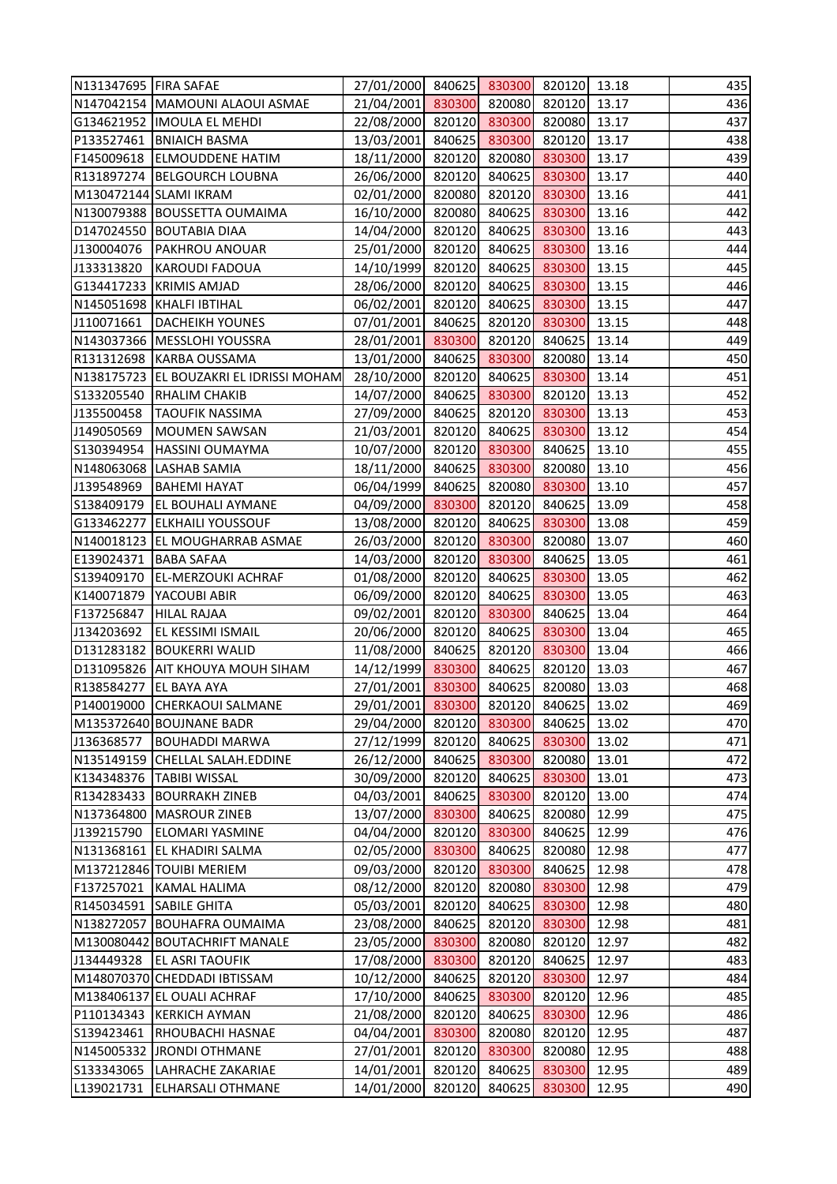| | | | | | | | | |
|---|---|---|---|---|---|---|---|---|
| N131347695 | FIRA SAFAE | 27/01/2000 | 840625 | 830300 | 820120 | 13.18 | | 435 |
| N147042154 | MAMOUNI ALAOUI ASMAE | 21/04/2001 | 830300 | 820080 | 820120 | 13.17 | | 436 |
| G134621952 | IMOULA EL MEHDI | 22/08/2000 | 820120 | 830300 | 820080 | 13.17 | | 437 |
| P133527461 | BNIAICH BASMA | 13/03/2001 | 840625 | 830300 | 820120 | 13.17 | | 438 |
| F145009618 | ELMOUDDENE HATIM | 18/11/2000 | 820120 | 820080 | 830300 | 13.17 | | 439 |
| R131897274 | BELGOURCH LOUBNA | 26/06/2000 | 820120 | 840625 | 830300 | 13.17 | | 440 |
| M130472144 | SLAMI IKRAM | 02/01/2000 | 820080 | 820120 | 830300 | 13.16 | | 441 |
| N130079388 | BOUSSETTA OUMAIMA | 16/10/2000 | 820080 | 840625 | 830300 | 13.16 | | 442 |
| D147024550 | BOUTABIA DIAA | 14/04/2000 | 820120 | 840625 | 830300 | 13.16 | | 443 |
| J130004076 | PAKHROU ANOUAR | 25/01/2000 | 820120 | 840625 | 830300 | 13.16 | | 444 |
| J133313820 | KAROUDI FADOUA | 14/10/1999 | 820120 | 840625 | 830300 | 13.15 | | 445 |
| G134417233 | KRIMIS AMJAD | 28/06/2000 | 820120 | 840625 | 830300 | 13.15 | | 446 |
| N145051698 | KHALFI IBTIHAL | 06/02/2001 | 820120 | 840625 | 830300 | 13.15 | | 447 |
| J110071661 | DACHEIKH YOUNES | 07/01/2001 | 840625 | 820120 | 830300 | 13.15 | | 448 |
| N143037366 | MESSLOHI YOUSSRA | 28/01/2001 | 830300 | 820120 | 840625 | 13.14 | | 449 |
| R131312698 | KARBA OUSSAMA | 13/01/2000 | 840625 | 830300 | 820080 | 13.14 | | 450 |
| N138175723 | EL BOUZAKRI EL IDRISSI MOHAM | 28/10/2000 | 820120 | 840625 | 830300 | 13.14 | | 451 |
| S133205540 | RHALIM CHAKIB | 14/07/2000 | 840625 | 830300 | 820120 | 13.13 | | 452 |
| J135500458 | TAOUFIK NASSIMA | 27/09/2000 | 840625 | 820120 | 830300 | 13.13 | | 453 |
| J149050569 | MOUMEN SAWSAN | 21/03/2001 | 820120 | 840625 | 830300 | 13.12 | | 454 |
| S130394954 | HASSINI OUMAYMA | 10/07/2000 | 820120 | 830300 | 840625 | 13.10 | | 455 |
| N148063068 | LASHAB SAMIA | 18/11/2000 | 840625 | 830300 | 820080 | 13.10 | | 456 |
| J139548969 | BAHEMI HAYAT | 06/04/1999 | 840625 | 820080 | 830300 | 13.10 | | 457 |
| S138409179 | EL BOUHALI AYMANE | 04/09/2000 | 830300 | 820120 | 840625 | 13.09 | | 458 |
| G133462277 | ELKHAILI YOUSSOUF | 13/08/2000 | 820120 | 840625 | 830300 | 13.08 | | 459 |
| N140018123 | EL MOUGHARRAB ASMAE | 26/03/2000 | 820120 | 830300 | 820080 | 13.07 | | 460 |
| E139024371 | BABA SAFAA | 14/03/2000 | 820120 | 830300 | 840625 | 13.05 | | 461 |
| S139409170 | EL-MERZOUKI ACHRAF | 01/08/2000 | 820120 | 840625 | 830300 | 13.05 | | 462 |
| K140071879 | YACOUBI ABIR | 06/09/2000 | 820120 | 840625 | 830300 | 13.05 | | 463 |
| F137256847 | HILAL RAJAA | 09/02/2001 | 820120 | 830300 | 840625 | 13.04 | | 464 |
| J134203692 | EL KESSIMI ISMAIL | 20/06/2000 | 820120 | 840625 | 830300 | 13.04 | | 465 |
| D131283182 | BOUKERRI WALID | 11/08/2000 | 840625 | 820120 | 830300 | 13.04 | | 466 |
| D131095826 | AIT KHOUYA MOUH SIHAM | 14/12/1999 | 830300 | 840625 | 820120 | 13.03 | | 467 |
| R138584277 | EL BAYA AYA | 27/01/2001 | 830300 | 840625 | 820080 | 13.03 | | 468 |
| P140019000 | CHERKAOUI SALMANE | 29/01/2001 | 830300 | 820120 | 840625 | 13.02 | | 469 |
| M135372640 | BOUJNANE BADR | 29/04/2000 | 820120 | 830300 | 840625 | 13.02 | | 470 |
| J136368577 | BOUHADDI MARWA | 27/12/1999 | 820120 | 840625 | 830300 | 13.02 | | 471 |
| N135149159 | CHELLAL SALAH.EDDINE | 26/12/2000 | 840625 | 830300 | 820080 | 13.01 | | 472 |
| K134348376 | TABIBI WISSAL | 30/09/2000 | 820120 | 840625 | 830300 | 13.01 | | 473 |
| R134283433 | BOURRAKH ZINEB | 04/03/2001 | 840625 | 830300 | 820120 | 13.00 | | 474 |
| N137364800 | MASROUR ZINEB | 13/07/2000 | 830300 | 840625 | 820080 | 12.99 | | 475 |
| J139215790 | ELOMARI YASMINE | 04/04/2000 | 820120 | 830300 | 840625 | 12.99 | | 476 |
| N131368161 | EL KHADIRI SALMA | 02/05/2000 | 830300 | 840625 | 820080 | 12.98 | | 477 |
| M137212846 | TOUIBI MERIEM | 09/03/2000 | 820120 | 830300 | 840625 | 12.98 | | 478 |
| F137257021 | KAMAL HALIMA | 08/12/2000 | 820120 | 820080 | 830300 | 12.98 | | 479 |
| R145034591 | SABILE GHITA | 05/03/2001 | 820120 | 840625 | 830300 | 12.98 | | 480 |
| N138272057 | BOUHAFRA OUMAIMA | 23/08/2000 | 840625 | 820120 | 830300 | 12.98 | | 481 |
| M130080442 | BOUTACHRIFT MANALE | 23/05/2000 | 830300 | 820080 | 820120 | 12.97 | | 482 |
| J134449328 | EL ASRI TAOUFIK | 17/08/2000 | 830300 | 820120 | 840625 | 12.97 | | 483 |
| M148070370 | CHEDDADI IBTISSAM | 10/12/2000 | 840625 | 820120 | 830300 | 12.97 | | 484 |
| M138406137 | EL OUALI ACHRAF | 17/10/2000 | 840625 | 830300 | 820120 | 12.96 | | 485 |
| P110134343 | KERKICH AYMAN | 21/08/2000 | 820120 | 840625 | 830300 | 12.96 | | 486 |
| S139423461 | RHOUBACHI HASNAE | 04/04/2001 | 830300 | 820080 | 820120 | 12.95 | | 487 |
| N145005332 | JRONDI OTHMANE | 27/01/2001 | 820120 | 830300 | 820080 | 12.95 | | 488 |
| S133343065 | LAHRACHE ZAKARIAE | 14/01/2001 | 820120 | 840625 | 830300 | 12.95 | | 489 |
| L139021731 | ELHARSALI OTHMANE | 14/01/2000 | 820120 | 840625 | 830300 | 12.95 | | 490 |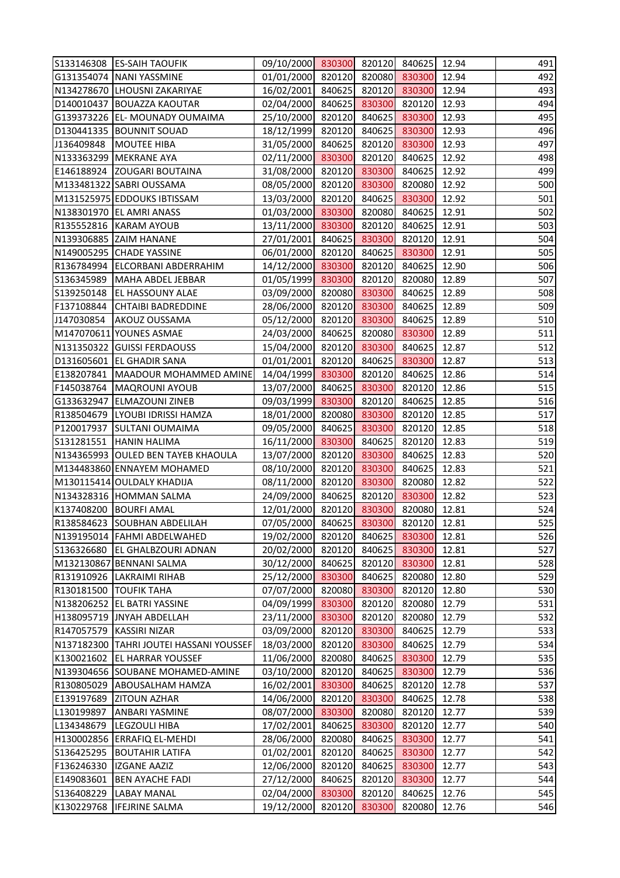| | | | | | | | |
|---|---|---|---|---|---|---|---|
| S133146308 | ES-SAIH TAOUFIK | 09/10/2000 | 830300 | 820120 | 840625 | 12.94 | 491 |
| G131354074 | NANI YASSMINE | 01/01/2000 | 820120 | 820080 | 830300 | 12.94 | 492 |
| N134278670 | LHOUSNI ZAKARIYAE | 16/02/2001 | 840625 | 820120 | 830300 | 12.94 | 493 |
| D140010437 | BOUAZZA KAOUTAR | 02/04/2000 | 840625 | 830300 | 820120 | 12.93 | 494 |
| G139373226 | EL- MOUNADY OUMAIMA | 25/10/2000 | 820120 | 840625 | 830300 | 12.93 | 495 |
| D130441335 | BOUNNIT SOUAD | 18/12/1999 | 820120 | 840625 | 830300 | 12.93 | 496 |
| J136409848 | MOUTEE HIBA | 31/05/2000 | 840625 | 820120 | 830300 | 12.93 | 497 |
| N133363299 | MEKRANE AYA | 02/11/2000 | 830300 | 820120 | 840625 | 12.92 | 498 |
| E146188924 | ZOUGARI BOUTAINA | 31/08/2000 | 820120 | 830300 | 840625 | 12.92 | 499 |
| M133481322 | SABRI OUSSAMA | 08/05/2000 | 820120 | 830300 | 820080 | 12.92 | 500 |
| M131525975 | EDDOUKS IBTISSAM | 13/03/2000 | 820120 | 840625 | 830300 | 12.92 | 501 |
| N138301970 | EL AMRI ANASS | 01/03/2000 | 830300 | 820080 | 840625 | 12.91 | 502 |
| R135552816 | KARAM AYOUB | 13/11/2000 | 830300 | 820120 | 840625 | 12.91 | 503 |
| N139306885 | ZAIM HANANE | 27/01/2001 | 840625 | 830300 | 820120 | 12.91 | 504 |
| N149005295 | CHADE YASSINE | 06/01/2000 | 820120 | 840625 | 830300 | 12.91 | 505 |
| R136784994 | ELCORBANI ABDERRAHIM | 14/12/2000 | 830300 | 820120 | 840625 | 12.90 | 506 |
| S136345989 | MAHA ABDEL JEBBAR | 01/05/1999 | 830300 | 820120 | 820080 | 12.89 | 507 |
| S139250148 | EL HASSOUNY ALAE | 03/09/2000 | 820080 | 830300 | 840625 | 12.89 | 508 |
| F137108844 | CHTAIBI BADREDDINE | 28/06/2000 | 820120 | 830300 | 840625 | 12.89 | 509 |
| J147030854 | AKOUZ OUSSAMA | 05/12/2000 | 820120 | 830300 | 840625 | 12.89 | 510 |
| M147070611 | YOUNES ASMAE | 24/03/2000 | 840625 | 820080 | 830300 | 12.89 | 511 |
| N131350322 | GUISSI FERDAOUSS | 15/04/2000 | 820120 | 830300 | 840625 | 12.87 | 512 |
| D131605601 | EL GHADIR SANA | 01/01/2001 | 820120 | 840625 | 830300 | 12.87 | 513 |
| E138207841 | MAADOUR MOHAMMED AMINE | 14/04/1999 | 830300 | 820120 | 840625 | 12.86 | 514 |
| F145038764 | MAQROUNI AYOUB | 13/07/2000 | 840625 | 830300 | 820120 | 12.86 | 515 |
| G133632947 | ELMAZOUNI ZINEB | 09/03/1999 | 830300 | 820120 | 840625 | 12.85 | 516 |
| R138504679 | LYOUBI IDRISSI HAMZA | 18/01/2000 | 820080 | 830300 | 820120 | 12.85 | 517 |
| P120017937 | SULTANI OUMAIMA | 09/05/2000 | 840625 | 830300 | 820120 | 12.85 | 518 |
| S131281551 | HANIN HALIMA | 16/11/2000 | 830300 | 840625 | 820120 | 12.83 | 519 |
| N134365993 | OULED BEN TAYEB KHAOULA | 13/07/2000 | 820120 | 830300 | 840625 | 12.83 | 520 |
| M134483860 | ENNAYEM MOHAMED | 08/10/2000 | 820120 | 830300 | 840625 | 12.83 | 521 |
| M130115414 | OULDALY KHADIJA | 08/11/2000 | 820120 | 830300 | 820080 | 12.82 | 522 |
| N134328316 | HOMMAN SALMA | 24/09/2000 | 840625 | 820120 | 830300 | 12.82 | 523 |
| K137408200 | BOURFI AMAL | 12/01/2000 | 820120 | 830300 | 820080 | 12.81 | 524 |
| R138584623 | SOUBHAN ABDELILAH | 07/05/2000 | 840625 | 830300 | 820120 | 12.81 | 525 |
| N139195014 | FAHMI ABDELWAHED | 19/02/2000 | 820120 | 840625 | 830300 | 12.81 | 526 |
| S136326680 | EL GHALBZOURI ADNAN | 20/02/2000 | 820120 | 840625 | 830300 | 12.81 | 527 |
| M132130867 | BENNANI SALMA | 30/12/2000 | 840625 | 820120 | 830300 | 12.81 | 528 |
| R131910926 | LAKRAIMI RIHAB | 25/12/2000 | 830300 | 840625 | 820080 | 12.80 | 529 |
| R130181500 | TOUFIK TAHA | 07/07/2000 | 820080 | 830300 | 820120 | 12.80 | 530 |
| N138206252 | EL BATRI YASSINE | 04/09/1999 | 830300 | 820120 | 820080 | 12.79 | 531 |
| H138095719 | JNYAH ABDELLAH | 23/11/2000 | 830300 | 820120 | 820080 | 12.79 | 532 |
| R147057579 | KASSIRI NIZAR | 03/09/2000 | 820120 | 830300 | 840625 | 12.79 | 533 |
| N137182300 | TAHRI JOUTEI HASSANI YOUSSEF | 18/03/2000 | 820120 | 830300 | 840625 | 12.79 | 534 |
| K130021602 | EL HARRAR YOUSSEF | 11/06/2000 | 820080 | 840625 | 830300 | 12.79 | 535 |
| N139304656 | SOUBANE MOHAMED-AMINE | 03/10/2000 | 820120 | 840625 | 830300 | 12.79 | 536 |
| R130805029 | ABOUSALHAM HAMZA | 16/02/2001 | 830300 | 840625 | 820120 | 12.78 | 537 |
| E139197689 | ZITOUN AZHAR | 14/06/2000 | 820120 | 830300 | 840625 | 12.78 | 538 |
| L130199897 | ANBARI YASMINE | 08/07/2000 | 830300 | 820080 | 820120 | 12.77 | 539 |
| L134348679 | LEGZOULI HIBA | 17/02/2001 | 840625 | 830300 | 820120 | 12.77 | 540 |
| H130002856 | ERRAFIQ EL-MEHDI | 28/06/2000 | 820080 | 840625 | 830300 | 12.77 | 541 |
| S136425295 | BOUTAHIR LATIFA | 01/02/2001 | 820120 | 840625 | 830300 | 12.77 | 542 |
| F136246330 | IZGANE AAZIZ | 12/06/2000 | 820120 | 840625 | 830300 | 12.77 | 543 |
| E149083601 | BEN AYACHE FADI | 27/12/2000 | 840625 | 820120 | 830300 | 12.77 | 544 |
| S136408229 | LABAY MANAL | 02/04/2000 | 830300 | 820120 | 840625 | 12.76 | 545 |
| K130229768 | IFEJRINE SALMA | 19/12/2000 | 820120 | 830300 | 820080 | 12.76 | 546 |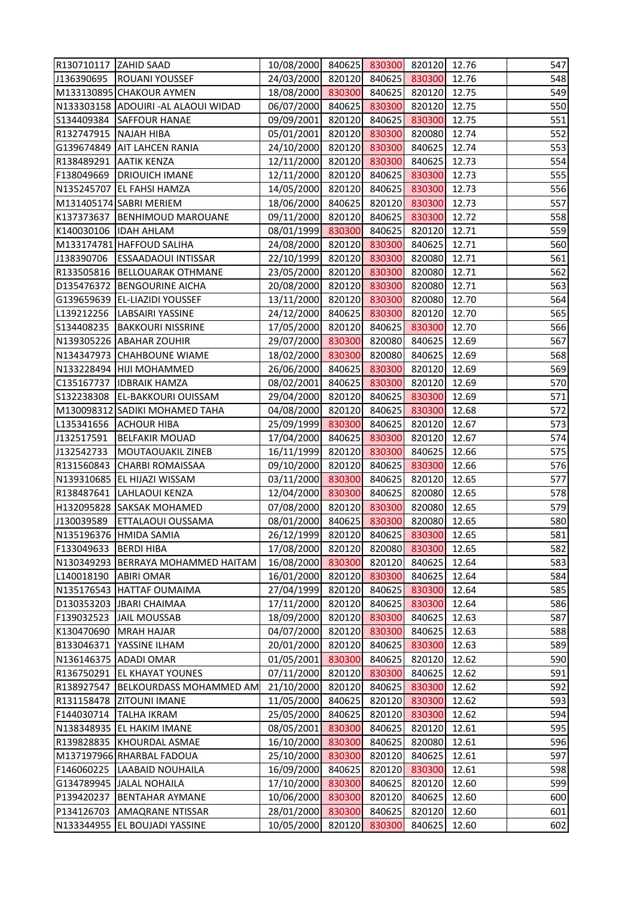| | | | | | | | |
|---|---|---|---|---|---|---|---|
| R130710117 | ZAHID SAAD | 10/08/2000 | 840625 | 830300 | 820120 | 12.76 | 547 |
| J136390695 | ROUANI YOUSSEF | 24/03/2000 | 820120 | 840625 | 830300 | 12.76 | 548 |
| M133130895 | CHAKOUR AYMEN | 18/08/2000 | 830300 | 840625 | 820120 | 12.75 | 549 |
| N133303158 | ADOUIRI -AL ALAOUI WIDAD | 06/07/2000 | 840625 | 830300 | 820120 | 12.75 | 550 |
| S134409384 | SAFFOUR HANAE | 09/09/2001 | 820120 | 840625 | 830300 | 12.75 | 551 |
| R132747915 | NAJAH HIBA | 05/01/2001 | 820120 | 830300 | 820080 | 12.74 | 552 |
| G139674849 | AIT LAHCEN RANIA | 24/10/2000 | 820120 | 830300 | 840625 | 12.74 | 553 |
| R138489291 | AATIK KENZA | 12/11/2000 | 820120 | 830300 | 840625 | 12.73 | 554 |
| F138049669 | DRIOUICH IMANE | 12/11/2000 | 820120 | 840625 | 830300 | 12.73 | 555 |
| N135245707 | EL FAHSI HAMZA | 14/05/2000 | 820120 | 840625 | 830300 | 12.73 | 556 |
| M131405174 | SABRI MERIEM | 18/06/2000 | 840625 | 820120 | 830300 | 12.73 | 557 |
| K137373637 | BENHIMOUD MAROUANE | 09/11/2000 | 820120 | 840625 | 830300 | 12.72 | 558 |
| K140030106 | IDAH AHLAM | 08/01/1999 | 830300 | 840625 | 820120 | 12.71 | 559 |
| M133174781 | HAFFOUD SALIHA | 24/08/2000 | 820120 | 830300 | 840625 | 12.71 | 560 |
| J138390706 | ESSAADAOUI INTISSAR | 22/10/1999 | 820120 | 830300 | 820080 | 12.71 | 561 |
| R133505816 | BELLOUARAK OTHMANE | 23/05/2000 | 820120 | 830300 | 820080 | 12.71 | 562 |
| D135476372 | BENGOURINE AICHA | 20/08/2000 | 820120 | 830300 | 820080 | 12.71 | 563 |
| G139659639 | EL-LIAZIDI YOUSSEF | 13/11/2000 | 820120 | 830300 | 820080 | 12.70 | 564 |
| L139212256 | LABSAIRI YASSINE | 24/12/2000 | 840625 | 830300 | 820120 | 12.70 | 565 |
| S134408235 | BAKKOURI NISSRINE | 17/05/2000 | 820120 | 840625 | 830300 | 12.70 | 566 |
| N139305226 | ABAHAR ZOUHIR | 29/07/2000 | 830300 | 820080 | 840625 | 12.69 | 567 |
| N134347973 | CHAHBOUNE WIAME | 18/02/2000 | 830300 | 820080 | 840625 | 12.69 | 568 |
| N133228494 | HIJI MOHAMMED | 26/06/2000 | 840625 | 830300 | 820120 | 12.69 | 569 |
| C135167737 | IDBRAIK HAMZA | 08/02/2001 | 840625 | 830300 | 820120 | 12.69 | 570 |
| S132238308 | EL-BAKKOURI OUISSAM | 29/04/2000 | 820120 | 840625 | 830300 | 12.69 | 571 |
| M130098312 | SADIKI MOHAMED TAHA | 04/08/2000 | 820120 | 840625 | 830300 | 12.68 | 572 |
| L135341656 | ACHOUR HIBA | 25/09/1999 | 830300 | 840625 | 820120 | 12.67 | 573 |
| J132517591 | BELFAKIR MOUAD | 17/04/2000 | 840625 | 830300 | 820120 | 12.67 | 574 |
| J132542733 | MOUTAOUAKIL ZINEB | 16/11/1999 | 820120 | 830300 | 840625 | 12.66 | 575 |
| R131560843 | CHARBI ROMAISSAA | 09/10/2000 | 820120 | 840625 | 830300 | 12.66 | 576 |
| N139310685 | EL HIJAZI WISSAM | 03/11/2000 | 830300 | 840625 | 820120 | 12.65 | 577 |
| R138487641 | LAHLAOUI KENZA | 12/04/2000 | 830300 | 840625 | 820080 | 12.65 | 578 |
| H132095828 | SAKSAK MOHAMED | 07/08/2000 | 820120 | 830300 | 820080 | 12.65 | 579 |
| J130039589 | ETTALAOUI OUSSAMA | 08/01/2000 | 840625 | 830300 | 820080 | 12.65 | 580 |
| N135196376 | HMIDA SAMIA | 26/12/1999 | 820120 | 840625 | 830300 | 12.65 | 581 |
| F133049633 | BERDI HIBA | 17/08/2000 | 820120 | 820080 | 830300 | 12.65 | 582 |
| N130349293 | BERRAYA MOHAMMED HAITAM | 16/08/2000 | 830300 | 820120 | 840625 | 12.64 | 583 |
| L140018190 | ABIRI OMAR | 16/01/2000 | 820120 | 830300 | 840625 | 12.64 | 584 |
| N135176543 | HATTAF OUMAIMA | 27/04/1999 | 820120 | 840625 | 830300 | 12.64 | 585 |
| D130353203 | JBARI CHAIMAA | 17/11/2000 | 820120 | 840625 | 830300 | 12.64 | 586 |
| F139032523 | JAIL MOUSSAB | 18/09/2000 | 820120 | 830300 | 840625 | 12.63 | 587 |
| K130470690 | MRAH HAJAR | 04/07/2000 | 820120 | 830300 | 840625 | 12.63 | 588 |
| B133046371 | YASSINE ILHAM | 20/01/2000 | 820120 | 840625 | 830300 | 12.63 | 589 |
| N136146375 | ADADI OMAR | 01/05/2001 | 830300 | 840625 | 820120 | 12.62 | 590 |
| R136750291 | EL KHAYAT YOUNES | 07/11/2000 | 820120 | 830300 | 840625 | 12.62 | 591 |
| R138927547 | BELKOURDASS MOHAMMED AM | 21/10/2000 | 820120 | 840625 | 830300 | 12.62 | 592 |
| R131158478 | ZITOUNI IMANE | 11/05/2000 | 840625 | 820120 | 830300 | 12.62 | 593 |
| F144030714 | TALHA IKRAM | 25/05/2000 | 840625 | 820120 | 830300 | 12.62 | 594 |
| N138348935 | EL HAKIM IMANE | 08/05/2001 | 830300 | 840625 | 820120 | 12.61 | 595 |
| R139828835 | KHOURDAL ASMAE | 16/10/2000 | 830300 | 840625 | 820080 | 12.61 | 596 |
| M137197966 | RHARBAL FADOUA | 25/10/2000 | 830300 | 820120 | 840625 | 12.61 | 597 |
| F146060225 | LAABAID NOUHAILA | 16/09/2000 | 840625 | 820120 | 830300 | 12.61 | 598 |
| G134789945 | JALAL NOHAILA | 17/10/2000 | 830300 | 840625 | 820120 | 12.60 | 599 |
| P139420237 | BENTAHAR AYMANE | 10/06/2000 | 830300 | 820120 | 840625 | 12.60 | 600 |
| P134126703 | AMAQRANE NTISSAR | 28/01/2000 | 830300 | 840625 | 820120 | 12.60 | 601 |
| N133344955 | EL BOUJADI YASSINE | 10/05/2000 | 820120 | 830300 | 840625 | 12.60 | 602 |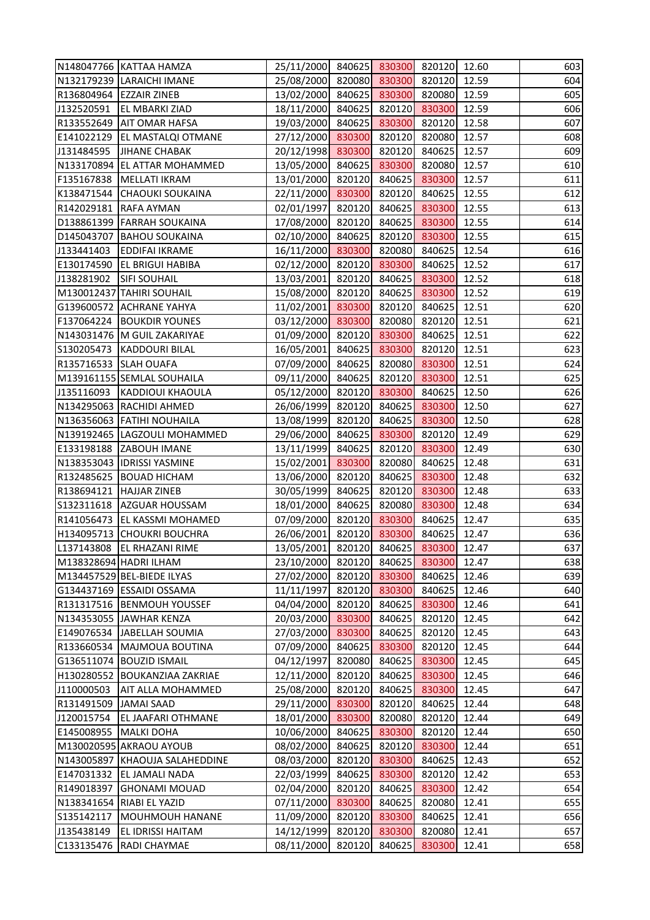| | | | | | | | |
|---|---|---|---|---|---|---|---|
| N148047766 | KATTAA HAMZA | 25/11/2000 | 840625 | 830300 | 820120 | 12.60 | 603 |
| N132179239 | LARAICHI IMANE | 25/08/2000 | 820080 | 830300 | 820120 | 12.59 | 604 |
| R136804964 | EZZAIR ZINEB | 13/02/2000 | 840625 | 830300 | 820080 | 12.59 | 605 |
| J132520591 | EL MBARKI ZIAD | 18/11/2000 | 840625 | 820120 | 830300 | 12.59 | 606 |
| R133552649 | AIT OMAR HAFSA | 19/03/2000 | 840625 | 830300 | 820120 | 12.58 | 607 |
| E141022129 | EL MASTALQI OTMANE | 27/12/2000 | 830300 | 820120 | 820080 | 12.57 | 608 |
| J131484595 | JIHANE CHABAK | 20/12/1998 | 830300 | 820120 | 840625 | 12.57 | 609 |
| N133170894 | EL ATTAR MOHAMMED | 13/05/2000 | 840625 | 830300 | 820080 | 12.57 | 610 |
| F135167838 | MELLATI IKRAM | 13/01/2000 | 820120 | 840625 | 830300 | 12.57 | 611 |
| K138471544 | CHAOUKI SOUKAINA | 22/11/2000 | 830300 | 820120 | 840625 | 12.55 | 612 |
| R142029181 | RAFA AYMAN | 02/01/1997 | 820120 | 840625 | 830300 | 12.55 | 613 |
| D138861399 | FARRAH SOUKAINA | 17/08/2000 | 820120 | 840625 | 830300 | 12.55 | 614 |
| D145043707 | BAHOU SOUKAINA | 02/10/2000 | 840625 | 820120 | 830300 | 12.55 | 615 |
| J133441403 | EDDIFAI IKRAME | 16/11/2000 | 830300 | 820080 | 840625 | 12.54 | 616 |
| E130174590 | EL BRIGUI HABIBA | 02/12/2000 | 820120 | 830300 | 840625 | 12.52 | 617 |
| J138281902 | SIFI SOUHAIL | 13/03/2001 | 820120 | 840625 | 830300 | 12.52 | 618 |
| M130012437 | TAHIRI SOUHAIL | 15/08/2000 | 820120 | 840625 | 830300 | 12.52 | 619 |
| G139600572 | ACHRANE YAHYA | 11/02/2001 | 830300 | 820120 | 840625 | 12.51 | 620 |
| F137064224 | BOUKDIR YOUNES | 03/12/2000 | 830300 | 820080 | 820120 | 12.51 | 621 |
| N143031476 | M GUIL ZAKARIYAE | 01/09/2000 | 820120 | 830300 | 840625 | 12.51 | 622 |
| S130205473 | KADDOURI BILAL | 16/05/2001 | 840625 | 830300 | 820120 | 12.51 | 623 |
| R135716533 | SLAH OUAFA | 07/09/2000 | 840625 | 820080 | 830300 | 12.51 | 624 |
| M139161155 | SEMLAL SOUHAILA | 09/11/2000 | 840625 | 820120 | 830300 | 12.51 | 625 |
| J135116093 | KADDIOUI KHAOULA | 05/12/2000 | 820120 | 830300 | 840625 | 12.50 | 626 |
| N134295063 | RACHIDI AHMED | 26/06/1999 | 820120 | 840625 | 830300 | 12.50 | 627 |
| N136356063 | FATIHI NOUHAILA | 13/08/1999 | 820120 | 840625 | 830300 | 12.50 | 628 |
| N139192465 | LAGZOULI MOHAMMED | 29/06/2000 | 840625 | 830300 | 820120 | 12.49 | 629 |
| E133198188 | ZABOUH IMANE | 13/11/1999 | 840625 | 820120 | 830300 | 12.49 | 630 |
| N138353043 | IDRISSI YASMINE | 15/02/2001 | 830300 | 820080 | 840625 | 12.48 | 631 |
| R132485625 | BOUAD HICHAM | 13/06/2000 | 820120 | 840625 | 830300 | 12.48 | 632 |
| R138694121 | HAJJAR ZINEB | 30/05/1999 | 840625 | 820120 | 830300 | 12.48 | 633 |
| S132311618 | AZGUAR HOUSSAM | 18/01/2000 | 840625 | 820080 | 830300 | 12.48 | 634 |
| R141056473 | EL KASSMI MOHAMED | 07/09/2000 | 820120 | 830300 | 840625 | 12.47 | 635 |
| H134095713 | CHOUKRI BOUCHRA | 26/06/2001 | 820120 | 830300 | 840625 | 12.47 | 636 |
| L137143808 | EL RHAZANI RIME | 13/05/2001 | 820120 | 840625 | 830300 | 12.47 | 637 |
| M138328694 | HADRI ILHAM | 23/10/2000 | 820120 | 840625 | 830300 | 12.47 | 638 |
| M134457529 | BEL-BIEDE ILYAS | 27/02/2000 | 820120 | 830300 | 840625 | 12.46 | 639 |
| G134437169 | ESSAIDI OSSAMA | 11/11/1997 | 820120 | 830300 | 840625 | 12.46 | 640 |
| R131317516 | BENMOUH YOUSSEF | 04/04/2000 | 820120 | 840625 | 830300 | 12.46 | 641 |
| N134353055 | JAWHAR KENZA | 20/03/2000 | 830300 | 840625 | 820120 | 12.45 | 642 |
| E149076534 | JABELLAH SOUMIA | 27/03/2000 | 830300 | 840625 | 820120 | 12.45 | 643 |
| R133660534 | MAJMOUA BOUTINA | 07/09/2000 | 840625 | 830300 | 820120 | 12.45 | 644 |
| G136511074 | BOUZID ISMAIL | 04/12/1997 | 820080 | 840625 | 830300 | 12.45 | 645 |
| H130280552 | BOUKANZIAA ZAKRIAE | 12/11/2000 | 820120 | 840625 | 830300 | 12.45 | 646 |
| J110000503 | AIT ALLA MOHAMMED | 25/08/2000 | 820120 | 840625 | 830300 | 12.45 | 647 |
| R131491509 | JAMAI SAAD | 29/11/2000 | 830300 | 820120 | 840625 | 12.44 | 648 |
| J120015754 | EL JAAFARI OTHMANE | 18/01/2000 | 830300 | 820080 | 820120 | 12.44 | 649 |
| E145008955 | MALKI DOHA | 10/06/2000 | 840625 | 830300 | 820120 | 12.44 | 650 |
| M130020595 | AKRAOU AYOUB | 08/02/2000 | 840625 | 820120 | 830300 | 12.44 | 651 |
| N143005897 | KHAOUJA SALAHEDDINE | 08/03/2000 | 820120 | 830300 | 840625 | 12.43 | 652 |
| E147031332 | EL JAMALI NADA | 22/03/1999 | 840625 | 830300 | 820120 | 12.42 | 653 |
| R149018397 | GHONAMI MOUAD | 02/04/2000 | 820120 | 840625 | 830300 | 12.42 | 654 |
| N138341654 | RIABI EL YAZID | 07/11/2000 | 830300 | 840625 | 820080 | 12.41 | 655 |
| S135142117 | MOUHMOUH HANANE | 11/09/2000 | 820120 | 830300 | 840625 | 12.41 | 656 |
| J135438149 | EL IDRISSI HAITAM | 14/12/1999 | 820120 | 830300 | 820080 | 12.41 | 657 |
| C133135476 | RADI CHAYMAE | 08/11/2000 | 820120 | 840625 | 830300 | 12.41 | 658 |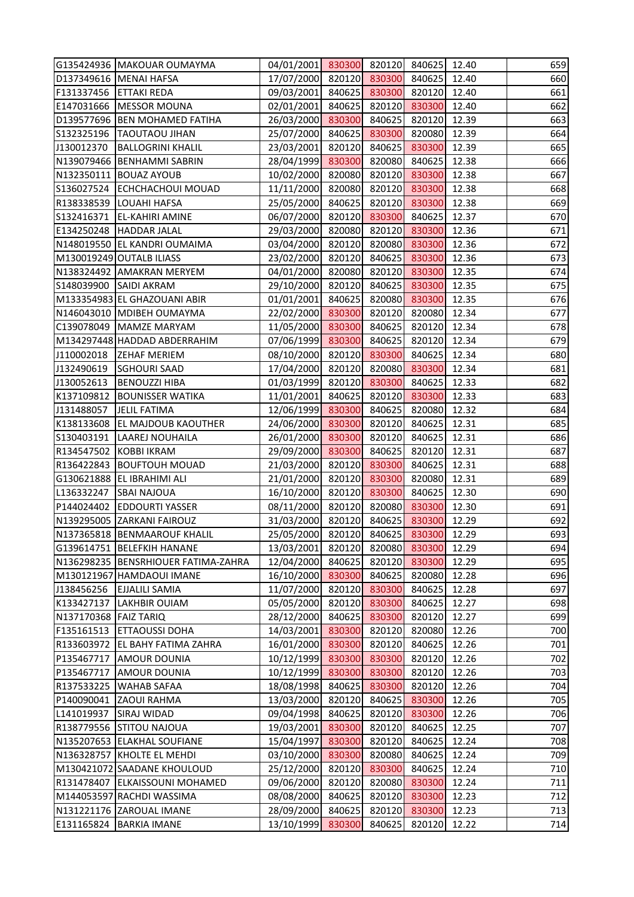| | | | | | | | | |
|---|---|---|---|---|---|---|---|---|
| G135424936 | MAKOUAR OUMAYMA | 04/01/2001 | 830300 | 820120 | 840625 | 12.40 | | 659 |
| D137349616 | MENAI HAFSA | 17/07/2000 | 820120 | 830300 | 840625 | 12.40 | | 660 |
| F131337456 | ETTAKI REDA | 09/03/2001 | 840625 | 830300 | 820120 | 12.40 | | 661 |
| E147031666 | MESSOR MOUNA | 02/01/2001 | 840625 | 820120 | 830300 | 12.40 | | 662 |
| D139577696 | BEN MOHAMED FATIHA | 26/03/2000 | 830300 | 840625 | 820120 | 12.39 | | 663 |
| S132325196 | TAOUTAOU JIHAN | 25/07/2000 | 840625 | 830300 | 820080 | 12.39 | | 664 |
| J130012370 | BALLOGRINI KHALIL | 23/03/2001 | 820120 | 840625 | 830300 | 12.39 | | 665 |
| N139079466 | BENHAMMI SABRIN | 28/04/1999 | 830300 | 820080 | 840625 | 12.38 | | 666 |
| N132350111 | BOUAZ AYOUB | 10/02/2000 | 820080 | 820120 | 830300 | 12.38 | | 667 |
| S136027524 | ECHCHACHOUI MOUAD | 11/11/2000 | 820080 | 820120 | 830300 | 12.38 | | 668 |
| R138338539 | LOUAHI HAFSA | 25/05/2000 | 840625 | 820120 | 830300 | 12.38 | | 669 |
| S132416371 | EL-KAHIRI AMINE | 06/07/2000 | 820120 | 830300 | 840625 | 12.37 | | 670 |
| E134250248 | HADDAR JALAL | 29/03/2000 | 820080 | 820120 | 830300 | 12.36 | | 671 |
| N148019550 | EL KANDRI OUMAIMA | 03/04/2000 | 820120 | 820080 | 830300 | 12.36 | | 672 |
| M130019249 | OUTALB ILIASS | 23/02/2000 | 820120 | 840625 | 830300 | 12.36 | | 673 |
| N138324492 | AMAKRAN MERYEM | 04/01/2000 | 820080 | 820120 | 830300 | 12.35 | | 674 |
| S148039900 | SAIDI AKRAM | 29/10/2000 | 820120 | 840625 | 830300 | 12.35 | | 675 |
| M133354983 | EL GHAZOUANI ABIR | 01/01/2001 | 840625 | 820080 | 830300 | 12.35 | | 676 |
| N146043010 | MDIBEH OUMAYMA | 22/02/2000 | 830300 | 820120 | 820080 | 12.34 | | 677 |
| C139078049 | MAMZE MARYAM | 11/05/2000 | 830300 | 840625 | 820120 | 12.34 | | 678 |
| M134297448 | HADDAD ABDERRAHIM | 07/06/1999 | 830300 | 840625 | 820120 | 12.34 | | 679 |
| J110002018 | ZEHAF MERIEM | 08/10/2000 | 820120 | 830300 | 840625 | 12.34 | | 680 |
| J132490619 | SGHOURI SAAD | 17/04/2000 | 820120 | 820080 | 830300 | 12.34 | | 681 |
| J130052613 | BENOUZZI HIBA | 01/03/1999 | 820120 | 830300 | 840625 | 12.33 | | 682 |
| K137109812 | BOUNISSER WATIKA | 11/01/2001 | 840625 | 820120 | 830300 | 12.33 | | 683 |
| J131488057 | JELIL FATIMA | 12/06/1999 | 830300 | 840625 | 820080 | 12.32 | | 684 |
| K138133608 | EL MAJDOUB KAOUTHER | 24/06/2000 | 830300 | 820120 | 840625 | 12.31 | | 685 |
| S130403191 | LAAREJ NOUHAILA | 26/01/2000 | 830300 | 820120 | 840625 | 12.31 | | 686 |
| R134547502 | KOBBI IKRAM | 29/09/2000 | 830300 | 840625 | 820120 | 12.31 | | 687 |
| R136422843 | BOUFTOUH MOUAD | 21/03/2000 | 820120 | 830300 | 840625 | 12.31 | | 688 |
| G130621888 | EL IBRAHIMI ALI | 21/01/2000 | 820120 | 830300 | 820080 | 12.31 | | 689 |
| L136332247 | SBAI NAJOUA | 16/10/2000 | 820120 | 830300 | 840625 | 12.30 | | 690 |
| P144024402 | EDDOURTI YASSER | 08/11/2000 | 820120 | 820080 | 830300 | 12.30 | | 691 |
| N139295005 | ZARKANI FAIROUZ | 31/03/2000 | 820120 | 840625 | 830300 | 12.29 | | 692 |
| N137365818 | BENMAAROUF KHALIL | 25/05/2000 | 820120 | 840625 | 830300 | 12.29 | | 693 |
| G139614751 | BELEFKIH HANANE | 13/03/2001 | 820120 | 820080 | 830300 | 12.29 | | 694 |
| N136298235 | BENSRHIOUER FATIMA-ZAHRA | 12/04/2000 | 840625 | 820120 | 830300 | 12.29 | | 695 |
| M130121967 | HAMDAOUI IMANE | 16/10/2000 | 830300 | 840625 | 820080 | 12.28 | | 696 |
| J138456256 | EJJALILI SAMIA | 11/07/2000 | 820120 | 830300 | 840625 | 12.28 | | 697 |
| K133427137 | LAKHBIR OUIAM | 05/05/2000 | 820120 | 830300 | 840625 | 12.27 | | 698 |
| N137170368 | FAIZ TARIQ | 28/12/2000 | 840625 | 830300 | 820120 | 12.27 | | 699 |
| F135161513 | ETTAOUSSI DOHA | 14/03/2001 | 830300 | 820120 | 820080 | 12.26 | | 700 |
| R133603972 | EL BAHY FATIMA ZAHRA | 16/01/2000 | 830300 | 820120 | 840625 | 12.26 | | 701 |
| P135467717 | AMOUR DOUNIA | 10/12/1999 | 830300 | 830300 | 820120 | 12.26 | | 702 |
| P135467717 | AMOUR DOUNIA | 10/12/1999 | 830300 | 830300 | 820120 | 12.26 | | 703 |
| R137533225 | WAHAB SAFAA | 18/08/1998 | 840625 | 830300 | 820120 | 12.26 | | 704 |
| P140090041 | ZAOUI RAHMA | 13/03/2000 | 820120 | 840625 | 830300 | 12.26 | | 705 |
| L141019937 | SIRAJ WIDAD | 09/04/1998 | 840625 | 820120 | 830300 | 12.26 | | 706 |
| R138779556 | STITOU NAJOUA | 19/03/2001 | 830300 | 820120 | 840625 | 12.25 | | 707 |
| N135207653 | ELAKHAL SOUFIANE | 15/04/1997 | 830300 | 820120 | 840625 | 12.24 | | 708 |
| N136328757 | KHOLTE EL MEHDI | 03/10/2000 | 830300 | 820080 | 840625 | 12.24 | | 709 |
| M130421072 | SAADANE KHOULOUD | 25/12/2000 | 820120 | 830300 | 840625 | 12.24 | | 710 |
| R131478407 | ELKAISSOUNI MOHAMED | 09/06/2000 | 820120 | 820080 | 830300 | 12.24 | | 711 |
| M144053597 | RACHDI WASSIMA | 08/08/2000 | 840625 | 820120 | 830300 | 12.23 | | 712 |
| N131221176 | ZAROUAL IMANE | 28/09/2000 | 840625 | 820120 | 830300 | 12.23 | | 713 |
| E131165824 | BARKIA IMANE | 13/10/1999 | 830300 | 840625 | 820120 | 12.22 | | 714 |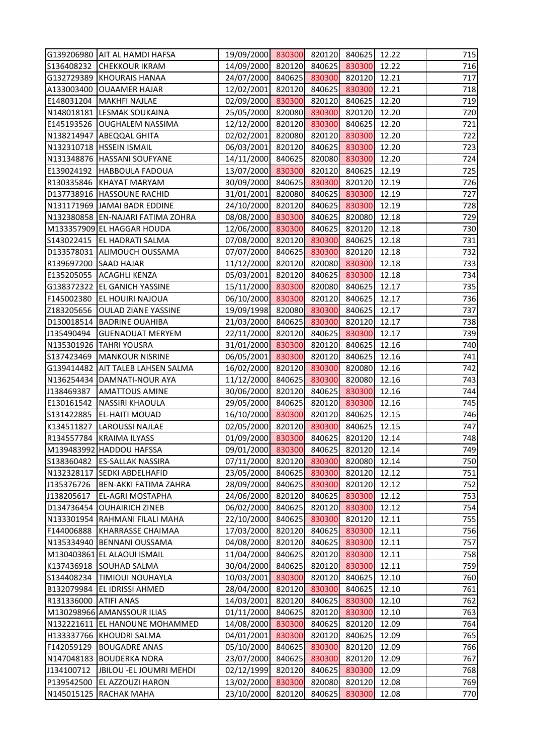| | | | | | | | | |
|---|---|---|---|---|---|---|---|---|
| G139206980 | AIT AL HAMDI HAFSA | 19/09/2000 | 830300 | 820120 | 840625 | 12.22 | | 715 |
| S136408232 | CHEKKOUR IKRAM | 14/09/2000 | 820120 | 840625 | 830300 | 12.22 | | 716 |
| G132729389 | KHOURAIS HANAA | 24/07/2000 | 840625 | 830300 | 820120 | 12.21 | | 717 |
| A133003400 | OUAAMER HAJAR | 12/02/2001 | 820120 | 840625 | 830300 | 12.21 | | 718 |
| E148031204 | MAKHFI NAJLAE | 02/09/2000 | 830300 | 820120 | 840625 | 12.20 | | 719 |
| N148018181 | LESMAK SOUKAINA | 25/05/2000 | 820080 | 830300 | 820120 | 12.20 | | 720 |
| E145193526 | OUGHALEM NASSIMA | 12/12/2000 | 820120 | 830300 | 840625 | 12.20 | | 721 |
| N138214947 | ABEQQAL GHITA | 02/02/2001 | 820080 | 820120 | 830300 | 12.20 | | 722 |
| N132310718 | HSSEIN ISMAIL | 06/03/2001 | 820120 | 840625 | 830300 | 12.20 | | 723 |
| N131348876 | HASSANI SOUFYANE | 14/11/2000 | 840625 | 820080 | 830300 | 12.20 | | 724 |
| E139024192 | HABBOULA FADOUA | 13/07/2000 | 830300 | 820120 | 840625 | 12.19 | | 725 |
| R130335846 | KHAYAT MARYAM | 30/09/2000 | 840625 | 830300 | 820120 | 12.19 | | 726 |
| D137738916 | HASSOUNE RACHID | 31/01/2001 | 820080 | 840625 | 830300 | 12.19 | | 727 |
| N131171969 | JAMAI BADR EDDINE | 24/10/2000 | 820120 | 840625 | 830300 | 12.19 | | 728 |
| N132380858 | EN-NAJARI FATIMA ZOHRA | 08/08/2000 | 830300 | 840625 | 820080 | 12.18 | | 729 |
| M133357909 | EL HAGGAR HOUDA | 12/06/2000 | 830300 | 840625 | 820120 | 12.18 | | 730 |
| S143022415 | EL HADRATI SALMA | 07/08/2000 | 820120 | 830300 | 840625 | 12.18 | | 731 |
| D133578031 | ALIMOUCH OUSSAMA | 07/07/2000 | 840625 | 830300 | 820120 | 12.18 | | 732 |
| R139697200 | SAAD HAJAR | 11/12/2000 | 820120 | 820080 | 830300 | 12.18 | | 733 |
| E135205055 | ACAGHLI KENZA | 05/03/2001 | 820120 | 840625 | 830300 | 12.18 | | 734 |
| G138372322 | EL GANICH YASSINE | 15/11/2000 | 830300 | 820080 | 840625 | 12.17 | | 735 |
| F145002380 | EL HOUIRI NAJOUA | 06/10/2000 | 830300 | 820120 | 840625 | 12.17 | | 736 |
| Z183205656 | OULAD ZIANE YASSINE | 19/09/1998 | 820080 | 830300 | 840625 | 12.17 | | 737 |
| D130018514 | BADRINE OUAHIBA | 21/03/2000 | 840625 | 830300 | 820120 | 12.17 | | 738 |
| J135490494 | GUENAOUAT MERYEM | 22/11/2000 | 820120 | 840625 | 830300 | 12.17 | | 739 |
| N135301926 | TAHRI YOUSRA | 31/01/2000 | 830300 | 820120 | 840625 | 12.16 | | 740 |
| S137423469 | MANKOUR NISRINE | 06/05/2001 | 830300 | 820120 | 840625 | 12.16 | | 741 |
| G139414482 | AIT TALEB LAHSEN SALMA | 16/02/2000 | 820120 | 830300 | 820080 | 12.16 | | 742 |
| N136254434 | DAMNATI-NOUR AYA | 11/12/2000 | 840625 | 830300 | 820080 | 12.16 | | 743 |
| J138469387 | AMATTOUS AMINE | 30/06/2000 | 820120 | 840625 | 830300 | 12.16 | | 744 |
| E130161542 | NASSIRI KHAOULA | 29/05/2000 | 840625 | 820120 | 830300 | 12.16 | | 745 |
| S131422885 | EL-HAITI MOUAD | 16/10/2000 | 830300 | 820120 | 840625 | 12.15 | | 746 |
| K134511827 | LAROUSSI NAJLAE | 02/05/2000 | 820120 | 830300 | 840625 | 12.15 | | 747 |
| R134557784 | KRAIMA ILYASS | 01/09/2000 | 830300 | 840625 | 820120 | 12.14 | | 748 |
| M139483992 | HADDOU HAFSSA | 09/01/2000 | 830300 | 840625 | 820120 | 12.14 | | 749 |
| S138360482 | ES-SALLAK NASSIRA | 07/11/2000 | 820120 | 830300 | 820080 | 12.14 | | 750 |
| N132328117 | SEDKI ABDELHAFID | 23/05/2000 | 840625 | 830300 | 820120 | 12.12 | | 751 |
| J135376726 | BEN-AKKI FATIMA ZAHRA | 28/09/2000 | 840625 | 830300 | 820120 | 12.12 | | 752 |
| J138205617 | EL-AGRI MOSTAPHA | 24/06/2000 | 820120 | 840625 | 830300 | 12.12 | | 753 |
| D134736454 | OUHAIRICH ZINEB | 06/02/2000 | 840625 | 820120 | 830300 | 12.12 | | 754 |
| N133301954 | RAHMANI FILALI MAHA | 22/10/2000 | 840625 | 830300 | 820120 | 12.11 | | 755 |
| F144006888 | KHARRASSE CHAIMAA | 17/03/2000 | 820120 | 840625 | 830300 | 12.11 | | 756 |
| N135334940 | BENNANI OUSSAMA | 04/08/2000 | 820120 | 840625 | 830300 | 12.11 | | 757 |
| M130403861 | EL ALAOUI ISMAIL | 11/04/2000 | 840625 | 820120 | 830300 | 12.11 | | 758 |
| K137436918 | SOUHAD SALMA | 30/04/2000 | 840625 | 820120 | 830300 | 12.11 | | 759 |
| S134408234 | TIMIOUI NOUHAYLA | 10/03/2001 | 830300 | 820120 | 840625 | 12.10 | | 760 |
| B132079984 | EL IDRISSI AHMED | 28/04/2000 | 820120 | 830300 | 840625 | 12.10 | | 761 |
| R131336000 | ATIFI ANAS | 14/03/2001 | 820120 | 840625 | 830300 | 12.10 | | 762 |
| M130298966 | AMANSSOUR ILIAS | 01/11/2000 | 840625 | 820120 | 830300 | 12.10 | | 763 |
| N132221611 | EL HANOUNE MOHAMMED | 14/08/2000 | 830300 | 840625 | 820120 | 12.09 | | 764 |
| H133337766 | KHOUDRI SALMA | 04/01/2001 | 830300 | 820120 | 840625 | 12.09 | | 765 |
| F142059129 | BOUGADRE ANAS | 05/10/2000 | 840625 | 830300 | 820120 | 12.09 | | 766 |
| N147048183 | BOUDERKA NORA | 23/07/2000 | 840625 | 830300 | 820120 | 12.09 | | 767 |
| J134100712 | JBILOU -EL JOUMRI MEHDI | 02/12/1999 | 820120 | 840625 | 830300 | 12.09 | | 768 |
| P139542500 | EL AZZOUZI HARON | 13/02/2000 | 830300 | 820080 | 820120 | 12.08 | | 769 |
| N145015125 | RACHAK MAHA | 23/10/2000 | 820120 | 840625 | 830300 | 12.08 | | 770 |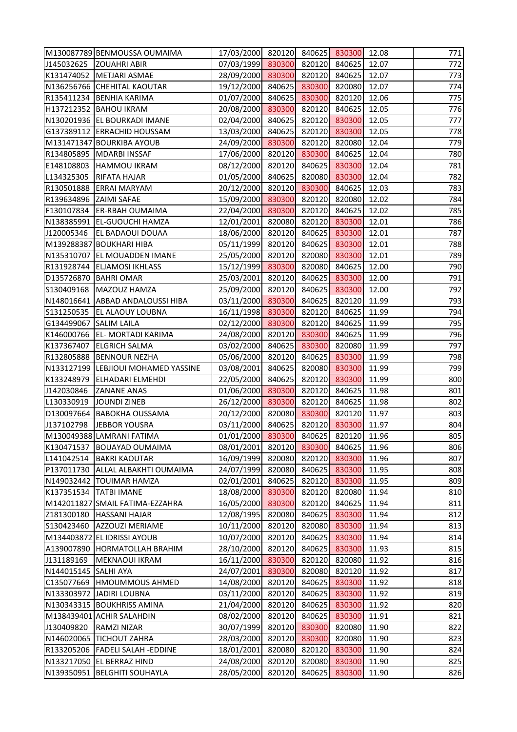| | | | | | | | |
|---|---|---|---|---|---|---|---|
| M130087789 | BENMOUSSA OUMAIMA | 17/03/2000 | 820120 | 840625 | 830300 | 12.08 | 771 |
| J145032625 | ZOUAHRI ABIR | 07/03/1999 | 830300 | 820120 | 840625 | 12.07 | 772 |
| K131474052 | METJARI ASMAE | 28/09/2000 | 830300 | 820120 | 840625 | 12.07 | 773 |
| N136256766 | CHEHITAL KAOUTAR | 19/12/2000 | 840625 | 830300 | 820080 | 12.07 | 774 |
| R135411234 | BENHIA KARIMA | 01/07/2000 | 840625 | 830300 | 820120 | 12.06 | 775 |
| H137212352 | BAHOU IKRAM | 20/08/2000 | 830300 | 820120 | 840625 | 12.05 | 776 |
| N130201936 | EL BOURKADI IMANE | 02/04/2000 | 840625 | 820120 | 830300 | 12.05 | 777 |
| G137389112 | ERRACHID HOUSSAM | 13/03/2000 | 840625 | 820120 | 830300 | 12.05 | 778 |
| M131471347 | BOURKIBA AYOUB | 24/09/2000 | 830300 | 820120 | 820080 | 12.04 | 779 |
| R134805895 | MDARBI INSSAF | 17/06/2000 | 820120 | 830300 | 840625 | 12.04 | 780 |
| E148108803 | HAMMOU IKRAM | 08/12/2000 | 820120 | 840625 | 830300 | 12.04 | 781 |
| L134325305 | RIFATA HAJAR | 01/05/2000 | 840625 | 820080 | 830300 | 12.04 | 782 |
| R130501888 | ERRAI MARYAM | 20/12/2000 | 820120 | 830300 | 840625 | 12.03 | 783 |
| R139634896 | ZAIMI SAFAE | 15/09/2000 | 830300 | 820120 | 820080 | 12.02 | 784 |
| F130107834 | ER-RBAH OUMAIMA | 22/04/2000 | 830300 | 820120 | 840625 | 12.02 | 785 |
| N138385991 | EL-GUOUCHI HAMZA | 12/01/2001 | 820080 | 820120 | 830300 | 12.01 | 786 |
| J120005346 | EL BADAOUI DOUAA | 18/06/2000 | 820120 | 840625 | 830300 | 12.01 | 787 |
| M139288387 | BOUKHARI HIBA | 05/11/1999 | 820120 | 840625 | 830300 | 12.01 | 788 |
| N135310707 | EL MOUADDEN IMANE | 25/05/2000 | 820120 | 820080 | 830300 | 12.01 | 789 |
| R131928744 | ELJAMOSI IKHLASS | 15/12/1999 | 830300 | 820080 | 840625 | 12.00 | 790 |
| D135726870 | BAHRI OMAR | 25/03/2001 | 820120 | 840625 | 830300 | 12.00 | 791 |
| S130409168 | MAZOUZ HAMZA | 25/09/2000 | 820120 | 840625 | 830300 | 12.00 | 792 |
| N148016641 | ABBAD ANDALOUSSI HIBA | 03/11/2000 | 830300 | 840625 | 820120 | 11.99 | 793 |
| S131250535 | EL ALAOUY LOUBNA | 16/11/1998 | 830300 | 820120 | 840625 | 11.99 | 794 |
| G134499067 | SALIM LAILA | 02/12/2000 | 830300 | 820120 | 840625 | 11.99 | 795 |
| K146000766 | EL- MORTADI KARIMA | 24/08/2000 | 820120 | 830300 | 840625 | 11.99 | 796 |
| K137367407 | ELGRICH SALMA | 03/02/2000 | 840625 | 830300 | 820080 | 11.99 | 797 |
| R132805888 | BENNOUR NEZHA | 05/06/2000 | 820120 | 840625 | 830300 | 11.99 | 798 |
| N133127199 | LEBJIOUI MOHAMED YASSINE | 03/08/2001 | 840625 | 820080 | 830300 | 11.99 | 799 |
| K133248979 | ELHADARI ELMEHDI | 22/05/2000 | 840625 | 820120 | 830300 | 11.99 | 800 |
| J142030846 | ZANANE ANAS | 01/06/2000 | 830300 | 820120 | 840625 | 11.98 | 801 |
| L130330919 | JOUNDI ZINEB | 26/12/2000 | 830300 | 820120 | 840625 | 11.98 | 802 |
| D130097664 | BABOKHA OUSSAMA | 20/12/2000 | 820080 | 830300 | 820120 | 11.97 | 803 |
| J137102798 | JEBBOR YOUSRA | 03/11/2000 | 840625 | 820120 | 830300 | 11.97 | 804 |
| M130049388 | LAMRANI FATIMA | 01/01/2000 | 830300 | 840625 | 820120 | 11.96 | 805 |
| K130471537 | BOUAYAD OUMAIMA | 08/01/2001 | 820120 | 830300 | 840625 | 11.96 | 806 |
| L141042514 | BAKRI KAOUTAR | 16/09/1999 | 820080 | 820120 | 830300 | 11.96 | 807 |
| P137011730 | ALLAL ALBAKHTI OUMAIMA | 24/07/1999 | 820080 | 840625 | 830300 | 11.95 | 808 |
| N149032442 | TOUIMAR HAMZA | 02/01/2001 | 840625 | 820120 | 830300 | 11.95 | 809 |
| K137351534 | TATBI IMANE | 18/08/2000 | 830300 | 820120 | 820080 | 11.94 | 810 |
| M142011827 | SMAIL FATIMA-EZZAHRA | 16/05/2000 | 830300 | 820120 | 840625 | 11.94 | 811 |
| Z181300180 | HASSANI HAJAR | 12/08/1995 | 820080 | 840625 | 830300 | 11.94 | 812 |
| S130423460 | AZZOUZI MERIAME | 10/11/2000 | 820120 | 820080 | 830300 | 11.94 | 813 |
| M134403872 | EL IDRISSI AYOUB | 10/07/2000 | 820120 | 840625 | 830300 | 11.94 | 814 |
| A139007890 | HORMATOLLAH BRAHIM | 28/10/2000 | 820120 | 840625 | 830300 | 11.93 | 815 |
| J131189169 | MEKNAOUI IKRAM | 16/11/2000 | 830300 | 820120 | 820080 | 11.92 | 816 |
| N144015145 | SALHI AYA | 24/07/2001 | 830300 | 820080 | 820120 | 11.92 | 817 |
| C135077669 | HMOUMMOUS AHMED | 14/08/2000 | 820120 | 840625 | 830300 | 11.92 | 818 |
| N133303972 | JADIRI LOUBNA | 03/11/2000 | 820120 | 840625 | 830300 | 11.92 | 819 |
| N130343315 | BOUKHRISS AMINA | 21/04/2000 | 820120 | 840625 | 830300 | 11.92 | 820 |
| M138439401 | ACHIR SALAHDIN | 08/02/2000 | 820120 | 840625 | 830300 | 11.91 | 821 |
| J130409820 | RAMZI NIZAR | 30/07/1999 | 820120 | 830300 | 820080 | 11.90 | 822 |
| N146020065 | TICHOUT ZAHRA | 28/03/2000 | 820120 | 830300 | 820080 | 11.90 | 823 |
| R133205206 | FADELI SALAH -EDDINE | 18/01/2001 | 820080 | 820120 | 830300 | 11.90 | 824 |
| N133217050 | EL BERRAZ HIND | 24/08/2000 | 820120 | 820080 | 830300 | 11.90 | 825 |
| N139350951 | BELGHITI SOUHAYLA | 28/05/2000 | 820120 | 840625 | 830300 | 11.90 | 826 |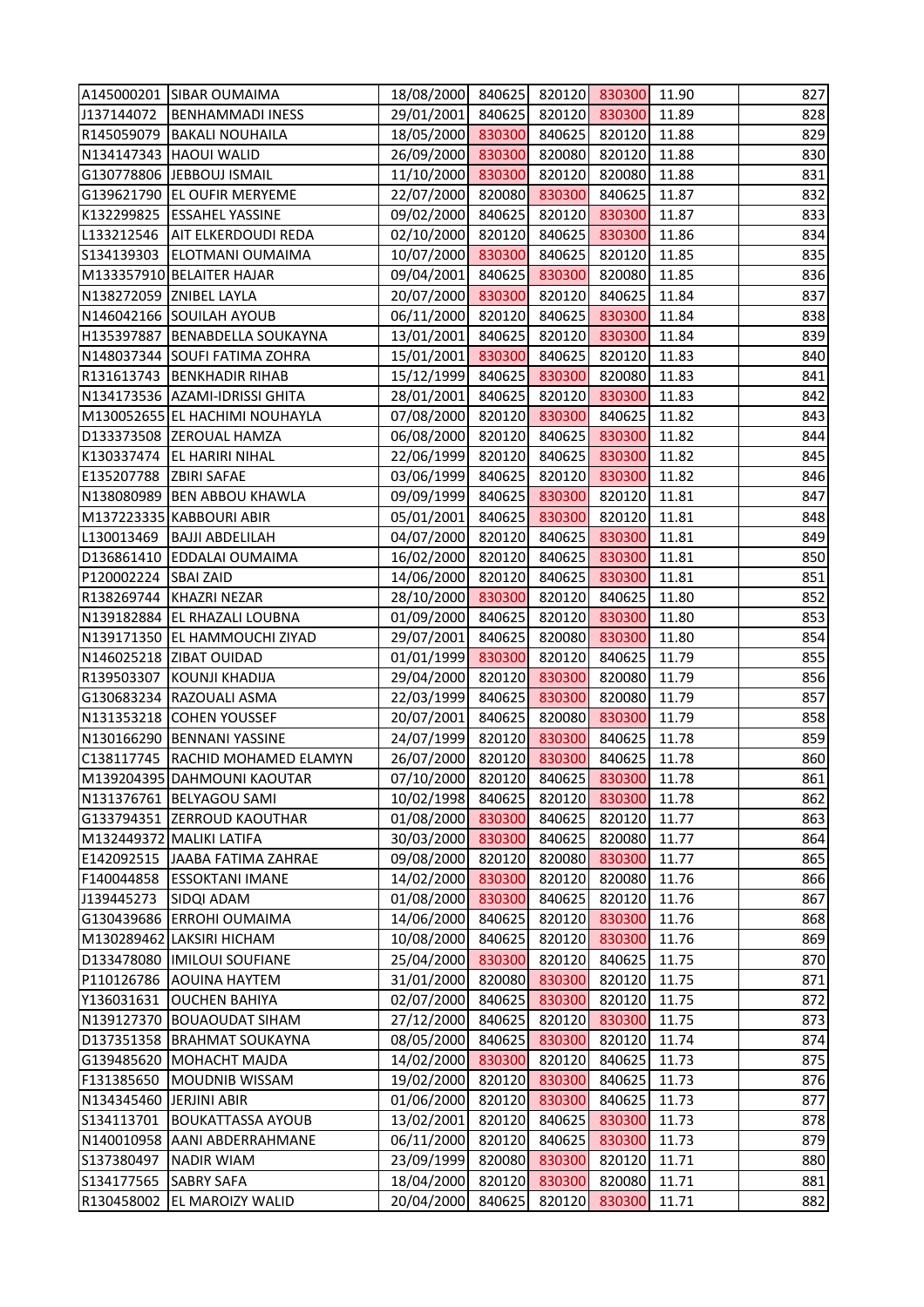| | | | | | | | |
|---|---|---|---|---|---|---|---|
| A145000201 | SIBAR OUMAIMA | 18/08/2000 | 840625 | 820120 | 830300 | 11.90 | 827 |
| J137144072 | BENHAMMADI INESS | 29/01/2001 | 840625 | 820120 | 830300 | 11.89 | 828 |
| R145059079 | BAKALI NOUHAILA | 18/05/2000 | 830300 | 840625 | 820120 | 11.88 | 829 |
| N134147343 | HAOUI WALID | 26/09/2000 | 830300 | 820080 | 820120 | 11.88 | 830 |
| G130778806 | JEBBOUJ ISMAIL | 11/10/2000 | 830300 | 820120 | 820080 | 11.88 | 831 |
| G139621790 | EL OUFIR MERYEME | 22/07/2000 | 820080 | 830300 | 840625 | 11.87 | 832 |
| K132299825 | ESSAHEL YASSINE | 09/02/2000 | 840625 | 820120 | 830300 | 11.87 | 833 |
| L133212546 | AIT ELKERDOUDI REDA | 02/10/2000 | 820120 | 840625 | 830300 | 11.86 | 834 |
| S134139303 | ELOTMANI OUMAIMA | 10/07/2000 | 830300 | 840625 | 820120 | 11.85 | 835 |
| M133357910 | BELAITER HAJAR | 09/04/2001 | 840625 | 830300 | 820080 | 11.85 | 836 |
| N138272059 | ZNIBEL LAYLA | 20/07/2000 | 830300 | 820120 | 840625 | 11.84 | 837 |
| N146042166 | SOUILAH AYOUB | 06/11/2000 | 820120 | 840625 | 830300 | 11.84 | 838 |
| H135397887 | BENABDELLA SOUKAYNA | 13/01/2001 | 840625 | 820120 | 830300 | 11.84 | 839 |
| N148037344 | SOUFI FATIMA ZOHRA | 15/01/2001 | 830300 | 840625 | 820120 | 11.83 | 840 |
| R131613743 | BENKHADIR RIHAB | 15/12/1999 | 840625 | 830300 | 820080 | 11.83 | 841 |
| N134173536 | AZAMI-IDRISSI GHITA | 28/01/2001 | 840625 | 820120 | 830300 | 11.83 | 842 |
| M130052655 | EL HACHIMI NOUHAYLA | 07/08/2000 | 820120 | 830300 | 840625 | 11.82 | 843 |
| D133373508 | ZEROUAL HAMZA | 06/08/2000 | 820120 | 840625 | 830300 | 11.82 | 844 |
| K130337474 | EL HARIRI NIHAL | 22/06/1999 | 820120 | 840625 | 830300 | 11.82 | 845 |
| E135207788 | ZBIRI SAFAE | 03/06/1999 | 840625 | 820120 | 830300 | 11.82 | 846 |
| N138080989 | BEN ABBOU KHAWLA | 09/09/1999 | 840625 | 830300 | 820120 | 11.81 | 847 |
| M137223335 | KABBOURI ABIR | 05/01/2001 | 840625 | 830300 | 820120 | 11.81 | 848 |
| L130013469 | BAJJI ABDELILAH | 04/07/2000 | 820120 | 840625 | 830300 | 11.81 | 849 |
| D136861410 | EDDALAI OUMAIMA | 16/02/2000 | 820120 | 840625 | 830300 | 11.81 | 850 |
| P120002224 | SBAI ZAID | 14/06/2000 | 820120 | 840625 | 830300 | 11.81 | 851 |
| R138269744 | KHAZRI NEZAR | 28/10/2000 | 830300 | 820120 | 840625 | 11.80 | 852 |
| N139182884 | EL RHAZALI LOUBNA | 01/09/2000 | 840625 | 820120 | 830300 | 11.80 | 853 |
| N139171350 | EL HAMMOUCHI ZIYAD | 29/07/2001 | 840625 | 820080 | 830300 | 11.80 | 854 |
| N146025218 | ZIBAT OUIDAD | 01/01/1999 | 830300 | 820120 | 840625 | 11.79 | 855 |
| R139503307 | KOUNJI KHADIJA | 29/04/2000 | 820120 | 830300 | 820080 | 11.79 | 856 |
| G130683234 | RAZOUALI ASMA | 22/03/1999 | 840625 | 830300 | 820080 | 11.79 | 857 |
| N131353218 | COHEN YOUSSEF | 20/07/2001 | 840625 | 820080 | 830300 | 11.79 | 858 |
| N130166290 | BENNANI YASSINE | 24/07/1999 | 820120 | 830300 | 840625 | 11.78 | 859 |
| C138117745 | RACHID MOHAMED ELAMYN | 26/07/2000 | 820120 | 830300 | 840625 | 11.78 | 860 |
| M139204395 | DAHMOUNI KAOUTAR | 07/10/2000 | 820120 | 840625 | 830300 | 11.78 | 861 |
| N131376761 | BELYAGOU SAMI | 10/02/1998 | 840625 | 820120 | 830300 | 11.78 | 862 |
| G133794351 | ZERROUD KAOUTHAR | 01/08/2000 | 830300 | 840625 | 820120 | 11.77 | 863 |
| M132449372 | MALIKI LATIFA | 30/03/2000 | 830300 | 840625 | 820080 | 11.77 | 864 |
| E142092515 | JAABA FATIMA ZAHRAE | 09/08/2000 | 820120 | 820080 | 830300 | 11.77 | 865 |
| F140044858 | ESSOKTANI IMANE | 14/02/2000 | 830300 | 820120 | 820080 | 11.76 | 866 |
| J139445273 | SIDQI ADAM | 01/08/2000 | 830300 | 840625 | 820120 | 11.76 | 867 |
| G130439686 | ERROHI OUMAIMA | 14/06/2000 | 840625 | 820120 | 830300 | 11.76 | 868 |
| M130289462 | LAKSIRI HICHAM | 10/08/2000 | 840625 | 820120 | 830300 | 11.76 | 869 |
| D133478080 | IMILOUI SOUFIANE | 25/04/2000 | 830300 | 820120 | 840625 | 11.75 | 870 |
| P110126786 | AOUINA HAYTEM | 31/01/2000 | 820080 | 830300 | 820120 | 11.75 | 871 |
| Y136031631 | OUCHEN BAHIYA | 02/07/2000 | 840625 | 830300 | 820120 | 11.75 | 872 |
| N139127370 | BOUAOUDAT SIHAM | 27/12/2000 | 840625 | 820120 | 830300 | 11.75 | 873 |
| D137351358 | BRAHMAT SOUKAYNA | 08/05/2000 | 840625 | 830300 | 820120 | 11.74 | 874 |
| G139485620 | MOHACHT MAJDA | 14/02/2000 | 830300 | 820120 | 840625 | 11.73 | 875 |
| F131385650 | MOUDNIB WISSAM | 19/02/2000 | 820120 | 830300 | 840625 | 11.73 | 876 |
| N134345460 | JERJINI ABIR | 01/06/2000 | 820120 | 830300 | 840625 | 11.73 | 877 |
| S134113701 | BOUKATTASSA AYOUB | 13/02/2001 | 820120 | 840625 | 830300 | 11.73 | 878 |
| N140010958 | AANI ABDERRAHMANE | 06/11/2000 | 820120 | 840625 | 830300 | 11.73 | 879 |
| S137380497 | NADIR WIAM | 23/09/1999 | 820080 | 830300 | 820120 | 11.71 | 880 |
| S134177565 | SABRY SAFA | 18/04/2000 | 820120 | 830300 | 820080 | 11.71 | 881 |
| R130458002 | EL MAROIZY WALID | 20/04/2000 | 840625 | 820120 | 830300 | 11.71 | 882 |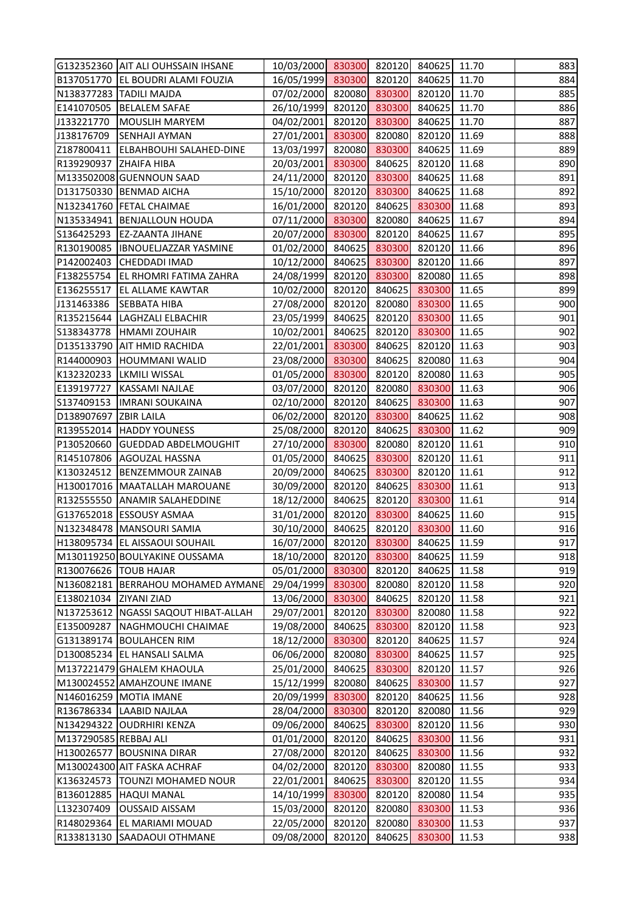| | | | | | | | |
|---|---|---|---|---|---|---|---|
| G132352360 | AIT ALI OUHSSAIN IHSANE | 10/03/2000 | 830300 | 820120 | 840625 | 11.70 | 883 |
| B137051770 | EL BOUDRI ALAMI FOUZIA | 16/05/1999 | 830300 | 820120 | 840625 | 11.70 | 884 |
| N138377283 | TADILI MAJDA | 07/02/2000 | 820080 | 830300 | 820120 | 11.70 | 885 |
| E141070505 | BELALEM SAFAE | 26/10/1999 | 820120 | 830300 | 840625 | 11.70 | 886 |
| J133221770 | MOUSLIH MARYEM | 04/02/2001 | 820120 | 830300 | 840625 | 11.70 | 887 |
| J138176709 | SENHAJI AYMAN | 27/01/2001 | 830300 | 820080 | 820120 | 11.69 | 888 |
| Z187800411 | ELBAHBOUHI SALAHED-DINE | 13/03/1997 | 820080 | 830300 | 840625 | 11.69 | 889 |
| R139290937 | ZHAIFA HIBA | 20/03/2001 | 830300 | 840625 | 820120 | 11.68 | 890 |
| M133502008 | GUENNOUN SAAD | 24/11/2000 | 820120 | 830300 | 840625 | 11.68 | 891 |
| D131750330 | BENMAD AICHA | 15/10/2000 | 820120 | 830300 | 840625 | 11.68 | 892 |
| N132341760 | FETAL CHAIMAE | 16/01/2000 | 820120 | 840625 | 830300 | 11.68 | 893 |
| N135334941 | BENJALLOUN HOUDA | 07/11/2000 | 830300 | 820080 | 840625 | 11.67 | 894 |
| S136425293 | EZ-ZAANTA JIHANE | 20/07/2000 | 830300 | 820120 | 840625 | 11.67 | 895 |
| R130190085 | IBNOUELJAZZAR YASMINE | 01/02/2000 | 840625 | 830300 | 820120 | 11.66 | 896 |
| P142002403 | CHEDDADI IMAD | 10/12/2000 | 840625 | 830300 | 820120 | 11.66 | 897 |
| F138255754 | EL RHOMRI FATIMA ZAHRA | 24/08/1999 | 820120 | 830300 | 820080 | 11.65 | 898 |
| E136255517 | EL ALLAME KAWTAR | 10/02/2000 | 820120 | 840625 | 830300 | 11.65 | 899 |
| J131463386 | SEBBATA HIBA | 27/08/2000 | 820120 | 820080 | 830300 | 11.65 | 900 |
| R135215644 | LAGHZALI ELBACHIR | 23/05/1999 | 840625 | 820120 | 830300 | 11.65 | 901 |
| S138343778 | HMAMI ZOUHAIR | 10/02/2001 | 840625 | 820120 | 830300 | 11.65 | 902 |
| D135133790 | AIT HMID RACHIDA | 22/01/2001 | 830300 | 840625 | 820120 | 11.63 | 903 |
| R144000903 | HOUMMANI WALID | 23/08/2000 | 830300 | 840625 | 820080 | 11.63 | 904 |
| K132320233 | LKMILI WISSAL | 01/05/2000 | 830300 | 820120 | 820080 | 11.63 | 905 |
| E139197727 | KASSAMI NAJLAE | 03/07/2000 | 820120 | 820080 | 830300 | 11.63 | 906 |
| S137409153 | IMRANI SOUKAINA | 02/10/2000 | 820120 | 840625 | 830300 | 11.63 | 907 |
| D138907697 | ZBIR LAILA | 06/02/2000 | 820120 | 830300 | 840625 | 11.62 | 908 |
| R139552014 | HADDY YOUNESS | 25/08/2000 | 820120 | 840625 | 830300 | 11.62 | 909 |
| P130520660 | GUEDDAD ABDELMOUGHIT | 27/10/2000 | 830300 | 820080 | 820120 | 11.61 | 910 |
| R145107806 | AGOUZAL HASSNA | 01/05/2000 | 840625 | 830300 | 820120 | 11.61 | 911 |
| K130324512 | BENZEMMOUR ZAINAB | 20/09/2000 | 840625 | 830300 | 820120 | 11.61 | 912 |
| H130017016 | MAATALLAH MAROUANE | 30/09/2000 | 820120 | 840625 | 830300 | 11.61 | 913 |
| R132555550 | ANAMIR SALAHEDDINE | 18/12/2000 | 840625 | 820120 | 830300 | 11.61 | 914 |
| G137652018 | ESSOUSY ASMAA | 31/01/2000 | 820120 | 830300 | 840625 | 11.60 | 915 |
| N132348478 | MANSOURI SAMIA | 30/10/2000 | 840625 | 820120 | 830300 | 11.60 | 916 |
| H138095734 | EL AISSAOUI SOUHAIL | 16/07/2000 | 820120 | 830300 | 840625 | 11.59 | 917 |
| M130119250 | BOULYAKINE OUSSAMA | 18/10/2000 | 820120 | 830300 | 840625 | 11.59 | 918 |
| R130076626 | TOUB HAJAR | 05/01/2000 | 830300 | 820120 | 840625 | 11.58 | 919 |
| N136082181 | BERRAHOU MOHAMED AYMANE | 29/04/1999 | 830300 | 820080 | 820120 | 11.58 | 920 |
| E138021034 | ZIYANI ZIAD | 13/06/2000 | 830300 | 840625 | 820120 | 11.58 | 921 |
| N137253612 | NGASSI SAQOUT HIBAT-ALLAH | 29/07/2001 | 820120 | 830300 | 820080 | 11.58 | 922 |
| E135009287 | NAGHMOUCHI CHAIMAE | 19/08/2000 | 840625 | 830300 | 820120 | 11.58 | 923 |
| G131389174 | BOULAHCEN RIM | 18/12/2000 | 830300 | 820120 | 840625 | 11.57 | 924 |
| D130085234 | EL HANSALI SALMA | 06/06/2000 | 820080 | 830300 | 840625 | 11.57 | 925 |
| M137221479 | GHALEM KHAOULA | 25/01/2000 | 840625 | 830300 | 820120 | 11.57 | 926 |
| M130024552 | AMAHZOUNE IMANE | 15/12/1999 | 820080 | 840625 | 830300 | 11.57 | 927 |
| N146016259 | MOTIA IMANE | 20/09/1999 | 830300 | 820120 | 840625 | 11.56 | 928 |
| R136786334 | LAABID NAJLAA | 28/04/2000 | 830300 | 820120 | 820080 | 11.56 | 929 |
| N134294322 | OUDRHIRI KENZA | 09/06/2000 | 840625 | 830300 | 820120 | 11.56 | 930 |
| M137290585 | REBBAJ ALI | 01/01/2000 | 820120 | 840625 | 830300 | 11.56 | 931 |
| H130026577 | BOUSNINA DIRAR | 27/08/2000 | 820120 | 840625 | 830300 | 11.56 | 932 |
| M130024300 | AIT FASKA ACHRAF | 04/02/2000 | 820120 | 830300 | 820080 | 11.55 | 933 |
| K136324573 | TOUNZI MOHAMED NOUR | 22/01/2001 | 840625 | 830300 | 820120 | 11.55 | 934 |
| B136012885 | HAQUI MANAL | 14/10/1999 | 830300 | 820120 | 820080 | 11.54 | 935 |
| L132307409 | OUSSAID AISSAM | 15/03/2000 | 820120 | 820080 | 830300 | 11.53 | 936 |
| R148029364 | EL MARIAMI MOUAD | 22/05/2000 | 820120 | 820080 | 830300 | 11.53 | 937 |
| R133813130 | SAADAOUI OTHMANE | 09/08/2000 | 820120 | 840625 | 830300 | 11.53 | 938 |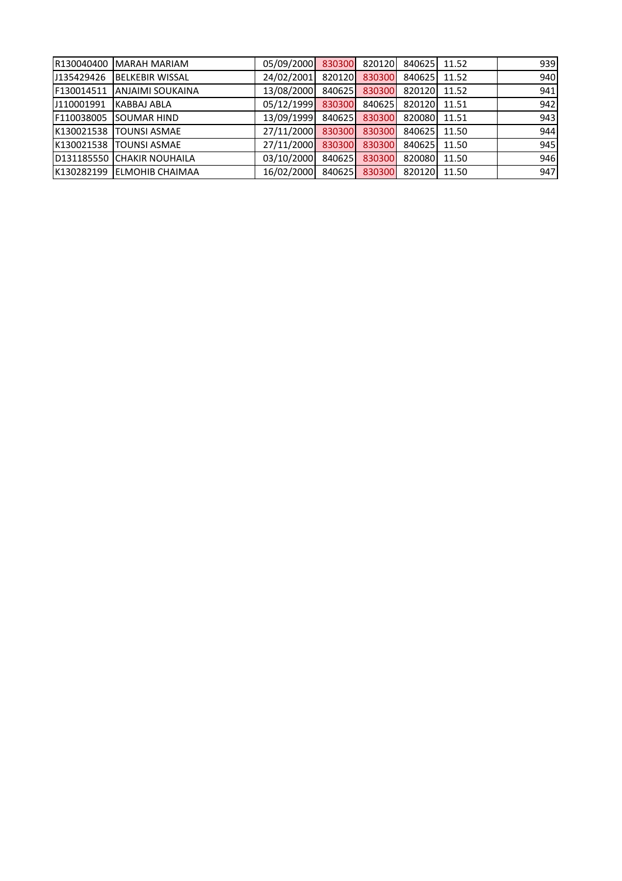| | | | | | | | |
|---|---|---|---|---|---|---|---|
| R130040400 | MARAH MARIAM | 05/09/2000 | 830300 | 820120 | 840625 | 11.52 | 939 |
| J135429426 | BELKEBIR WISSAL | 24/02/2001 | 820120 | 830300 | 840625 | 11.52 | 940 |
| F130014511 | ANJAIMI SOUKAINA | 13/08/2000 | 840625 | 830300 | 820120 | 11.52 | 941 |
| J110001991 | KABBAJ ABLA | 05/12/1999 | 830300 | 840625 | 820120 | 11.51 | 942 |
| F110038005 | SOUMAR HIND | 13/09/1999 | 840625 | 830300 | 820080 | 11.51 | 943 |
| K130021538 | TOUNSI ASMAE | 27/11/2000 | 830300 | 830300 | 840625 | 11.50 | 944 |
| K130021538 | TOUNSI ASMAE | 27/11/2000 | 830300 | 830300 | 840625 | 11.50 | 945 |
| D131185550 | CHAKIR NOUHAILA | 03/10/2000 | 840625 | 830300 | 820080 | 11.50 | 946 |
| K130282199 | ELMOHIB CHAIMAA | 16/02/2000 | 840625 | 830300 | 820120 | 11.50 | 947 |